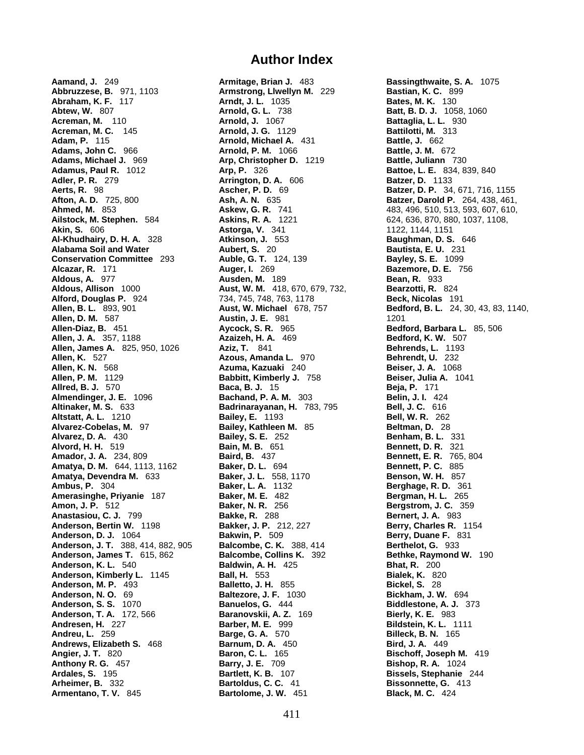# Author Index

**Aamand, J.** 249
**Abbruzzese, B.** 971, 1103
**Abraham, K. F.** 117
**Abtew, W.** 807
**Acreman, M.** 110
**Acreman, M. C.** 145
**Adam, P.** 115
**Adams, John C.** 966
**Adams, Michael J.** 969
**Adamus, Paul R.** 1012
**Adler, P. R.** 279
**Aerts, R.** 98
**Afton, A. D.** 725, 800
**Ahmed, M.** 853
**Ailstock, M. Stephen.** 584
**Akin, S.** 606
**Al-Khudhairy, D. H. A.** 328
**Alabama Soil and Water Conservation Committee** 293
**Alcazar, R.** 171
**Aldous, A.** 977
**Aldous, Allison** 1000
**Alford, Douglas P.** 924
**Allen, B. L.** 893, 901
**Allen, D. M.** 587
**Allen-Diaz, B.** 451
**Allen, J. A.** 357, 1188
**Allen, James A.** 825, 950, 1026
**Allen, K.** 527
**Allen, K. N.** 568
**Allen, P. M.** 1129
**Allred, B. J.** 570
**Almendinger, J. E.** 1096
**Altinaker, M. S.** 633
**Altstatt, A. L.** 1210
**Alvarez-Cobelas, M.** 97
**Alvarez, D. A.** 430
**Alvord, H. H.** 519
**Amador, J. A.** 234, 809
**Amatya, D. M.** 644, 1113, 1162
**Amatya, Devendra M.** 633
**Ambus, P.** 304
**Amerasinghe, Priyanie** 187
**Amon, J. P.** 512
**Anastasiou, C. J.** 799
**Anderson, Bertin W.** 1198
**Anderson, D. J.** 1064
**Anderson, J. T.** 388, 414, 882, 905
**Anderson, James T.** 615, 862
**Anderson, K. L.** 540
**Anderson, Kimberly L.** 1145
**Anderson, M. P.** 493
**Anderson, N. O.** 69
**Anderson, S. S.** 1070
**Anderson, T. A.** 172, 566
**Andresen, H.** 227
**Andreu, L.** 259
**Andrews, Elizabeth S.** 468
**Angier, J. T.** 820
**Anthony R. G.** 457
**Ardales, S.** 195
**Arheimer, B.** 332
**Armentano, T. V.** 845
**Armitage, Brian J.** 483
**Armstrong, Llwellyn M.** 229
**Arndt, J. L.** 1035
**Arnold, G. L.** 738
**Arnold, J.** 1067
**Arnold, J. G.** 1129
**Arnold, Michael A.** 431
**Arnold, P. M.** 1066
**Arp, Christopher D.** 1219
**Arp, P.** 326
**Arrington, D. A.** 606
**Ascher, P. D.** 69
**Ash, A. N.** 635
**Askew, G. R.** 741
**Askins, R. A.** 1221
**Astorga, V.** 341
**Atkinson, J.** 553
**Aubert, S.** 20
**Auble, G. T.** 124, 139
**Auger, I.** 269
**Ausden, M.** 189
**Aust, W. M.** 418, 670, 679, 732, 734, 745, 748, 763, 1178
**Aust, W. Michael** 678, 757
**Austin, J. E.** 981
**Aycock, S. R.** 965
**Azaizeh, H. A.** 469
**Aziz, T.** 841
**Azous, Amanda L.** 970
**Azuma, Kazuaki** 240
**Babbitt, Kimberly J.** 758
**Baca, B. J.** 15
**Bachand, P. A. M.** 303
**Badrinarayanan, H.** 783, 795
**Bailey, E.** 1193
**Bailey, Kathleen M.** 85
**Bailey, S. E.** 252
**Bain, M. B.** 651
**Baird, B.** 437
**Baker, D. L.** 694
**Baker, J. L.** 558, 1170
**Baker, L. A.** 1132
**Baker, M. E.** 482
**Baker, N. R.** 256
**Bakke, R.** 288
**Bakker, J. P.** 212, 227
**Bakwin, P.** 509
**Balcombe, C. K.** 388, 414
**Balcombe, Collins K.** 392
**Baldwin, A. H.** 425
**Ball, H.** 553
**Balletto, J. H.** 855
**Baltezore, J. F.** 1030
**Banuelos, G.** 444
**Baranovskii, A. Z.** 169
**Barber, M. E.** 999
**Barge, G. A.** 570
**Barnum, D. A.** 450
**Baron, C. L.** 165
**Barry, J. E.** 709
**Bartlett, K. B.** 107
**Bartoldus, C. C.** 41
**Bartolome, J. W.** 451
**Bassingthwaite, S. A.** 1075
**Bastian, K. C.** 899
**Bates, M. K.** 130
**Batt, B. D. J.** 1058, 1060
**Battaglia, L. L.** 930
**Battilotti, M.** 313
**Battle, J.** 662
**Battle, J. M.** 672
**Battle, Juliann** 730
**Battoe, L. E.** 834, 839, 840
**Batzer, D.** 1133
**Batzer, D. P.** 34, 671, 716, 1155
**Batzer, Darold P.** 264, 438, 461, 483, 496, 510, 513, 593, 607, 610, 624, 636, 870, 880, 1037, 1108, 1122, 1144, 1151
**Baughman, D. S.** 646
**Bautista, E. U.** 231
**Bayley, S. E.** 1099
**Bazemore, D. E.** 756
**Bean, R.** 933
**Bearzotti, R.** 824
**Beck, Nicolas** 191
**Bedford, B. L.** 24, 30, 43, 83, 1140, 1201
**Bedford, Barbara L.** 85, 506
**Bedford, K. W.** 507
**Behrends, L.** 1193
**Behrendt, U.** 232
**Beiser, J. A.** 1068
**Beiser, Julia A.** 1041
**Beja, P.** 171
**Belin, J. I.** 424
**Bell, J. C.** 616
**Bell, W. R.** 262
**Beltman, D.** 28
**Benham, B. L.** 331
**Bennett, D. R.** 321
**Bennett, E. R.** 765, 804
**Bennett, P. C.** 885
**Benson, W. H.** 857
**Berghage, R. D.** 361
**Bergman, H. L.** 265
**Bergstrom, J. C.** 359
**Bernert, J. A.** 983
**Berry, Charles R.** 1154
**Berry, Duane F.** 831
**Berthelot, G.** 933
**Bethke, Raymond W.** 190
**Bhat, R.** 200
**Bialek, K.** 820
**Bickel, S.** 28
**Bickham, J. W.** 694
**Biddlestone, A. J.** 373
**Bierly, K. E.** 983
**Bildstein, K. L.** 1111
**Billeck, B. N.** 165
**Bird, J. A.** 449
**Bischoff, Joseph M.** 419
**Bishop, R. A.** 1024
**Bissels, Stephanie** 244
**Bissonnette, G.** 413
**Black, M. C.** 424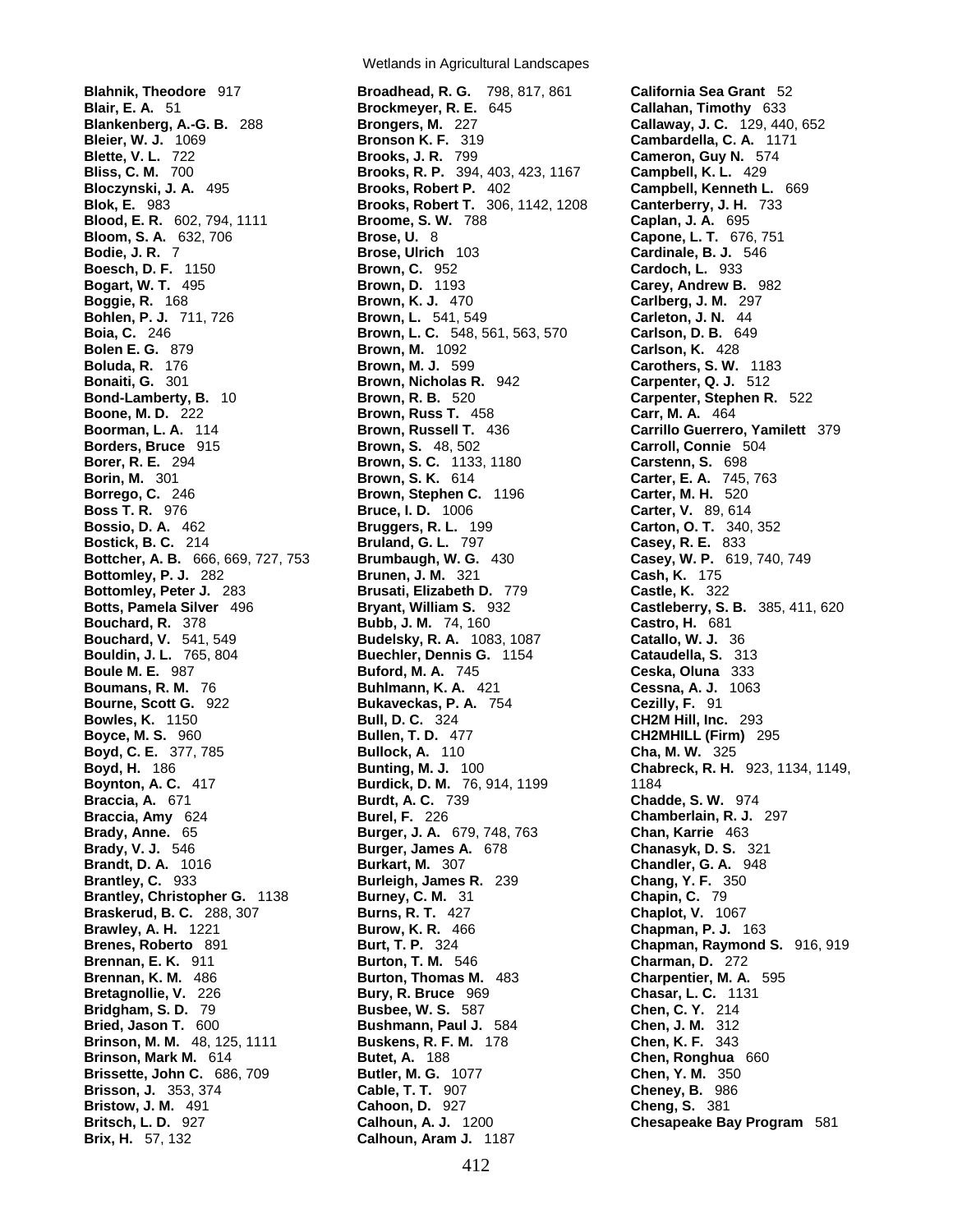**Blahnik, Theodore** 917
**Blair, E. A.** 51
**Blankenberg, A.-G. B.** 288
**Bleier, W. J.** 1069
**Blette, V. L.** 722
**Bliss, C. M.** 700
**Bloczynski, J. A.** 495
**Blok, E.** 983
**Blood, E. R.** 602, 794, 1111
**Bloom, S. A.** 632, 706
**Bodie, J. R.** 7
**Boesch, D. F.** 1150
**Bogart, W. T.** 495
**Boggie, R.** 168
**Bohlen, P. J.** 711, 726
**Boia, C.** 246
**Bolen E. G.** 879
**Boluda, R.** 176
**Bonaiti, G.** 301
**Bond-Lamberty, B.** 10
**Boone, M. D.** 222
**Boorman, L. A.** 114
**Borders, Bruce** 915
**Borer, R. E.** 294
**Borin, M.** 301
**Borrego, C.** 246
**Boss T. R.** 976
**Bossio, D. A.** 462
**Bostick, B. C.** 214
**Bottcher, A. B.** 666, 669, 727, 753
**Bottomley, P. J.** 282
**Bottomley, Peter J.** 283
**Botts, Pamela Silver** 496
**Bouchard, R.** 378
**Bouchard, V.** 541, 549
**Bouldin, J. L.** 765, 804
**Boule M. E.** 987
**Boumans, R. M.** 76
**Bourne, Scott G.** 922
**Bowles, K.** 1150
**Boyce, M. S.** 960
**Boyd, C. E.** 377, 785
**Boyd, H.** 186
**Boynton, A. C.** 417
**Braccia, A.** 671
**Braccia, Amy** 624
**Brady, Anne.** 65
**Brady, V. J.** 546
**Brandt, D. A.** 1016
**Brantley, C.** 933
**Brantley, Christopher G.** 1138
**Braskerud, B. C.** 288, 307
**Brawley, A. H.** 1221
**Brenes, Roberto** 891
**Brennan, E. K.** 911
**Brennan, K. M.** 486
**Bretagnollie, V.** 226
**Bridgham, S. D.** 79
**Bried, Jason T.** 600
**Brinson, M. M.** 48, 125, 1111
**Brinson, Mark M.** 614
**Brissette, John C.** 686, 709
**Brisson, J.** 353, 374
**Bristow, J. M.** 491
**Britsch, L. D.** 927
**Brix, H.** 57, 132
**Broadhead, R. G.** 798, 817, 861
**Brockmeyer, R. E.** 645
**Brongers, M.** 227
**Bronson K. F.** 319
**Brooks, J. R.** 799
**Brooks, R. P.** 394, 403, 423, 1167
**Brooks, Robert P.** 402
**Brooks, Robert T.** 306, 1142, 1208
**Broome, S. W.** 788
**Brose, U.** 8
**Brose, Ulrich** 103
**Brown, C.** 952
**Brown, D.** 1193
**Brown, K. J.** 470
**Brown, L.** 541, 549
**Brown, L. C.** 548, 561, 563, 570
**Brown, M.** 1092
**Brown, M. J.** 599
**Brown, Nicholas R.** 942
**Brown, R. B.** 520
**Brown, Russ T.** 458
**Brown, Russell T.** 436
**Brown, S.** 48, 502
**Brown, S. C.** 1133, 1180
**Brown, S. K.** 614
**Brown, Stephen C.** 1196
**Bruce, I. D.** 1006
**Bruggers, R. L.** 199
**Bruland, G. L.** 797
**Brumbaugh, W. G.** 430
**Brunen, J. M.** 321
**Brusati, Elizabeth D.** 779
**Bryant, William S.** 932
**Bubb, J. M.** 74, 160
**Budelsky, R. A.** 1083, 1087
**Buechler, Dennis G.** 1154
**Buford, M. A.** 745
**Buhlmann, K. A.** 421
**Bukaveckas, P. A.** 754
**Bull, D. C.** 324
**Bullen, T. D.** 477
**Bullock, A.** 110
**Bunting, M. J.** 100
**Burdick, D. M.** 76, 914, 1199
**Burdt, A. C.** 739
**Burel, F.** 226
**Burger, J. A.** 679, 748, 763
**Burger, James A.** 678
**Burkart, M.** 307
**Burleigh, James R.** 239
**Burney, C. M.** 31
**Burns, R. T.** 427
**Burow, K. R.** 466
**Burt, T. P.** 324
**Burton, T. M.** 546
**Burton, Thomas M.** 483
**Bury, R. Bruce** 969
**Busbee, W. S.** 587
**Bushmann, Paul J.** 584
**Buskens, R. F. M.** 178
**Butet, A.** 188
**Butler, M. G.** 1077
**Cable, T. T.** 907
**Cahoon, D.** 927
**Calhoun, A. J.** 1200
**Calhoun, Aram J.** 1187
**California Sea Grant** 52
**Callahan, Timothy** 633
**Callaway, J. C.** 129, 440, 652
**Cambardella, C. A.** 1171
**Cameron, Guy N.** 574
**Campbell, K. L.** 429
**Campbell, Kenneth L.** 669
**Canterberry, J. H.** 733
**Caplan, J. A.** 695
**Capone, L. T.** 676, 751
**Cardinale, B. J.** 546
**Cardoch, L.** 933
**Carey, Andrew B.** 982
**Carlberg, J. M.** 297
**Carleton, J. N.** 44
**Carlson, D. B.** 649
**Carlson, K.** 428
**Carothers, S. W.** 1183
**Carpenter, Q. J.** 512
**Carpenter, Stephen R.** 522
**Carr, M. A.** 464
**Carrillo Guerrero, Yamilett** 379
**Carroll, Connie** 504
**Carstenn, S.** 698
**Carter, E. A.** 745, 763
**Carter, M. H.** 520
**Carter, V.** 89, 614
**Carton, O. T.** 340, 352
**Casey, R. E.** 833
**Casey, W. P.** 619, 740, 749
**Cash, K.** 175
**Castle, K.** 322
**Castleberry, S. B.** 385, 411, 620
**Castro, H.** 681
**Catallo, W. J.** 36
**Cataudella, S.** 313
**Ceska, Oluna** 333
**Cessna, A. J.** 1063
**Cezilly, F.** 91
**CH2M Hill, Inc.** 293
**CH2MHILL (Firm)** 295
**Cha, M. W.** 325
**Chabreck, R. H.** 923, 1134, 1149, 1184
**Chadde, S. W.** 974
**Chamberlain, R. J.** 297
**Chan, Karrie** 463
**Chanasyk, D. S.** 321
**Chandler, G. A.** 948
**Chang, Y. F.** 350
**Chapin, C.** 79
**Chaplot, V.** 1067
**Chapman, P. J.** 163
**Chapman, Raymond S.** 916, 919
**Charman, D.** 272
**Charpentier, M. A.** 595
**Chasar, L. C.** 1131
**Chen, C. Y.** 214
**Chen, J. M.** 312
**Chen, K. F.** 343
**Chen, Ronghua** 660
**Chen, Y. M.** 350
**Cheney, B.** 986
**Cheng, S.** 381
**Chesapeake Bay Program** 581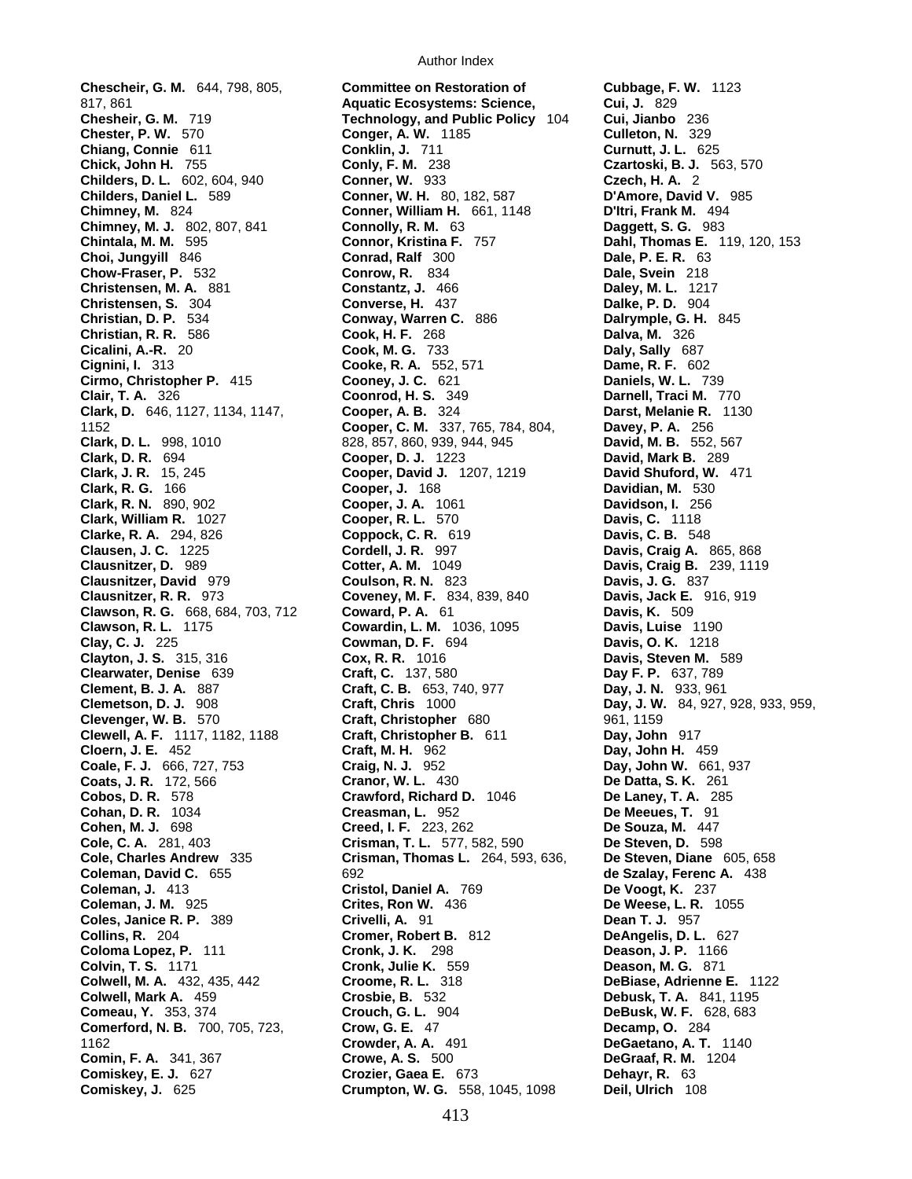**Chescheir, G. M.** 644, 798, 805, 817, 861
**Chesheir, G. M.** 719
**Chester, P. W.** 570
**Chiang, Connie** 611
**Chick, John H.** 755
**Childers, D. L.** 602, 604, 940
**Childers, Daniel L.** 589
**Chimney, M.** 824
**Chimney, M. J.** 802, 807, 841
**Chintala, M. M.** 595
**Choi, Jungyill** 846
**Chow-Fraser, P.** 532
**Christensen, M. A.** 881
**Christensen, S.** 304
**Christian, D. P.** 534
**Christian, R. R.** 586
**Cicalini, A.-R.** 20
**Cignini, I.** 313
**Cirmo, Christopher P.** 415
**Clair, T. A.** 326
**Clark, D.** 646, 1127, 1134, 1147, 1152
**Clark, D. L.** 998, 1010
**Clark, D. R.** 694
**Clark, J. R.** 15, 245
**Clark, R. G.** 166
**Clark, R. N.** 890, 902
**Clark, William R.** 1027
**Clarke, R. A.** 294, 826
**Clausen, J. C.** 1225
**Clausnitzer, D.** 989
**Clausnitzer, David** 979
**Clausnitzer, R. R.** 973
**Clawson, R. G.** 668, 684, 703, 712
**Clawson, R. L.** 1175
**Clay, C. J.** 225
**Clayton, J. S.** 315, 316
**Clearwater, Denise** 639
**Clement, B. J. A.** 887
**Clemetson, D. J.** 908
**Clevenger, W. B.** 570
**Clewell, A. F.** 1117, 1182, 1188
**Cloern, J. E.** 452
**Coale, F. J.** 666, 727, 753
**Coats, J. R.** 172, 566
**Cobos, D. R.** 578
**Cohan, D. R.** 1034
**Cohen, M. J.** 698
**Cole, C. A.** 281, 403
**Cole, Charles Andrew** 335
**Coleman, David C.** 655
**Coleman, J.** 413
**Coleman, J. M.** 925
**Coles, Janice R. P.** 389
**Collins, R.** 204
**Coloma Lopez, P.** 111
**Colvin, T. S.** 1171
**Colwell, M. A.** 432, 435, 442
**Colwell, Mark A.** 459
**Comeau, Y.** 353, 374
**Comerford, N. B.** 700, 705, 723, 1162
**Comin, F. A.** 341, 367
**Comiskey, E. J.** 627
**Comiskey, J.** 625
**Committee on Restoration of Aquatic Ecosystems: Science, Technology, and Public Policy** 104
**Conger, A. W.** 1185
**Conklin, J.** 711
**Conly, F. M.** 238
**Conner, W.** 933
**Conner, W. H.** 80, 182, 587
**Conner, William H.** 661, 1148
**Connolly, R. M.** 63
**Connor, Kristina F.** 757
**Conrad, Ralf** 300
**Conrow, R.** 834
**Constantz, J.** 466
**Converse, H.** 437
**Conway, Warren C.** 886
**Cook, H. F.** 268
**Cook, M. G.** 733
**Cooke, R. A.** 552, 571
**Cooney, J. C.** 621
**Coonrod, H. S.** 349
**Cooper, A. B.** 324
**Cooper, C. M.** 337, 765, 784, 804, 828, 857, 860, 939, 944, 945
**Cooper, D. J.** 1223
**Cooper, David J.** 1207, 1219
**Cooper, J.** 168
**Cooper, J. A.** 1061
**Cooper, R. L.** 570
**Coppock, C. R.** 619
**Cordell, J. R.** 997
**Cotter, A. M.** 1049
**Coulson, R. N.** 823
**Coveney, M. F.** 834, 839, 840
**Coward, P. A.** 61
**Cowardin, L. M.** 1036, 1095
**Cowman, D. F.** 694
**Cox, R. R.** 1016
**Craft, C.** 137, 580
**Craft, C. B.** 653, 740, 977
**Craft, Chris** 1000
**Craft, Christopher** 680
**Craft, Christopher B.** 611
**Craft, M. H.** 962
**Craig, N. J.** 952
**Cranor, W. L.** 430
**Crawford, Richard D.** 1046
**Creasman, L.** 952
**Creed, I. F.** 223, 262
**Crisman, T. L.** 577, 582, 590
**Crisman, Thomas L.** 264, 593, 636, 692
**Cristol, Daniel A.** 769
**Crites, Ron W.** 436
**Crivelli, A.** 91
**Cromer, Robert B.** 812
**Cronk, J. K.** 298
**Cronk, Julie K.** 559
**Croome, R. L.** 318
**Crosbie, B.** 532
**Crouch, G. L.** 904
**Crow, G. E.** 47
**Crowder, A. A.** 491
**Crowe, A. S.** 500
**Crozier, Gaea E.** 673
**Crumpton, W. G.** 558, 1045, 1098
**Cubbage, F. W.** 1123
**Cui, J.** 829
**Cui, Jianbo** 236
**Culleton, N.** 329
**Curnutt, J. L.** 625
**Czartoski, B. J.** 563, 570
**Czech, H. A.** 2
**D'Amore, David V.** 985
**D'Itri, Frank M.** 494
**Daggett, S. G.** 983
**Dahl, Thomas E.** 119, 120, 153
**Dale, P. E. R.** 63
**Dale, Svein** 218
**Daley, M. L.** 1217
**Dalke, P. D.** 904
**Dalrymple, G. H.** 845
**Dalva, M.** 326
**Daly, Sally** 687
**Dame, R. F.** 602
**Daniels, W. L.** 739
**Darnell, Traci M.** 770
**Darst, Melanie R.** 1130
**Davey, P. A.** 256
**David, M. B.** 552, 567
**David, Mark B.** 289
**David Shuford, W.** 471
**Davidian, M.** 530
**Davidson, I.** 256
**Davis, C.** 1118
**Davis, C. B.** 548
**Davis, Craig A.** 865, 868
**Davis, Craig B.** 239, 1119
**Davis, J. G.** 837
**Davis, Jack E.** 916, 919
**Davis, K.** 509
**Davis, Luise** 1190
**Davis, O. K.** 1218
**Davis, Steven M.** 589
**Day F. P.** 637, 789
**Day, J. N.** 933, 961
**Day, J. W.** 84, 927, 928, 933, 959, 961, 1159
**Day, John** 917
**Day, John H.** 459
**Day, John W.** 661, 937
**De Datta, S. K.** 261
**De Laney, T. A.** 285
**De Meeues, T.** 91
**De Souza, M.** 447
**De Steven, D.** 598
**De Steven, Diane** 605, 658
**de Szalay, Ferenc A.** 438
**De Voogt, K.** 237
**De Weese, L. R.** 1055
**Dean T. J.** 957
**DeAngelis, D. L.** 627
**Deason, J. P.** 1166
**Deason, M. G.** 871
**DeBiase, Adrienne E.** 1122
**Debusk, T. A.** 841, 1195
**DeBusk, W. F.** 628, 683
**Decamp, O.** 284
**DeGaetano, A. T.** 1140
**DeGraaf, R. M.** 1204
**Dehayr, R.** 63
**Deil, Ulrich** 108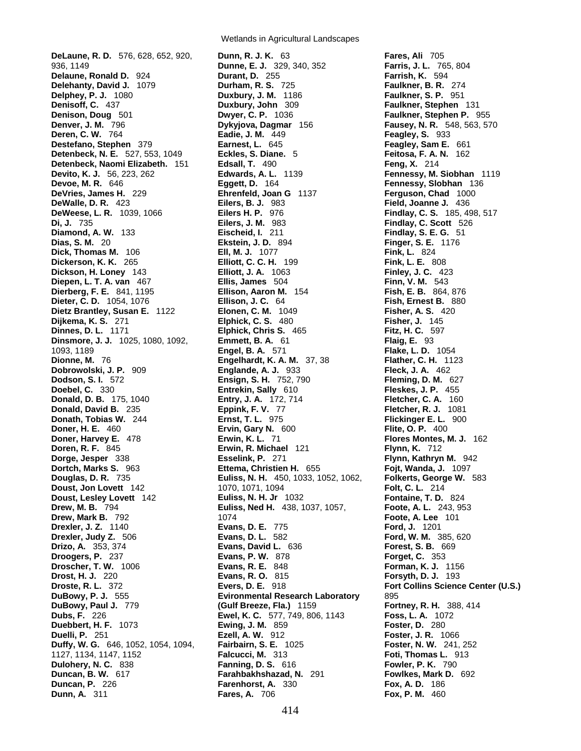**DeLaune, R. D.** 576, 628, 652, 920, 936, 1149
**Delaune, Ronald D.** 924
**Delehanty, David J.** 1079
**Delphey, P. J.** 1080
**Denisoff, C.** 437
**Denison, Doug** 501
**Denver, J. M.** 796
**Deren, C. W.** 764
**Destefano, Stephen** 379
**Detenbeck, N. E.** 527, 553, 1049
**Detenbeck, Naomi Elizabeth.** 151
**Devito, K. J.** 56, 223, 262
**Devoe, M. R.** 646
**DeVries, James H.** 229
**DeWalle, D. R.** 423
**DeWeese, L. R.** 1039, 1066
**Di, J.** 735
**Diamond, A. W.** 133
**Dias, S. M.** 20
**Dick, Thomas M.** 106
**Dickerson, K. K.** 265
**Dickson, H. Loney** 143
**Diepen, L. T. A. van** 467
**Dierberg, F. E.** 841, 1195
**Dieter, C. D.** 1054, 1076
**Dietz Brantley, Susan E.** 1122
**Dijkema, K. S.** 271
**Dinnes, D. L.** 1171
**Dinsmore, J. J.** 1025, 1080, 1092, 1093, 1189
**Dionne, M.** 76
**Dobrowolski, J. P.** 909
**Dodson, S. I.** 572
**Doebel, C.** 330
**Donald, D. B.** 175, 1040
**Donald, David B.** 235
**Donath, Tobias W.** 244
**Doner, H. E.** 460
**Doner, Harvey E.** 478
**Doren, R. F.** 845
**Dorge, Jesper** 338
**Dortch, Marks S.** 963
**Douglas, D. R.** 735
**Doust, Jon Lovett** 142
**Doust, Lesley Lovett** 142
**Drew, M. B.** 794
**Drew, Mark B.** 792
**Drexler, J. Z.** 1140
**Drexler, Judy Z.** 506
**Drizo, A.** 353, 374
**Droogers, P.** 237
**Droscher, T. W.** 1006
**Drost, H. J.** 220
**Droste, R. L.** 372
**DuBowy, P. J.** 555
**DuBowy, Paul J.** 779
**Dubs, F.** 226
**Duebbert, H. F.** 1073
**Duelli, P.** 251
**Duffy, W. G.** 646, 1052, 1054, 1094, 1127, 1134, 1147, 1152
**Dulohery, N. C.** 838
**Duncan, B. W.** 617
**Duncan, P.** 226
**Dunn, A.** 311
**Dunn, R. J. K.** 63
**Dunne, E. J.** 329, 340, 352
**Durant, D.** 255
**Durham, R. S.** 725
**Duxbury, J. M.** 1186
**Duxbury, John** 309
**Dwyer, C. P.** 1036
**Dykyjova, Dagmar** 156
**Eadie, J. M.** 449
**Earnest, L.** 645
**Eckles, S. Diane.** 5
**Edsall, T.** 490
**Edwards, A. L.** 1139
**Eggett, D.** 164
**Ehrenfeld, Joan G** 1137
**Eilers, B. J.** 983
**Eilers H. P.** 976
**Eilers, J. M.** 983
**Eischeid, I.** 211
**Ekstein, J. D.** 894
**Ell, M. J.** 1077
**Elliott, C. C. H.** 199
**Elliott, J. A.** 1063
**Ellis, James** 504
**Ellison, Aaron M.** 154
**Ellison, J. C.** 64
**Elonen, C. M.** 1049
**Elphick, C. S.** 480
**Elphick, Chris S.** 465
**Emmett, B. A.** 61
**Engel, B. A.** 571
**Engelhardt, K. A. M.** 37, 38
**Englande, A. J.** 933
**Ensign, S. H.** 752, 790
**Entrekin, Sally** 610
**Entry, J. A.** 172, 714
**Eppink, F. V.** 77
**Ernst, T. L.** 975
**Ervin, Gary N.** 600
**Erwin, K. L.** 71
**Erwin, R. Michael** 121
**Esselink, P.** 271
**Ettema, Christien H.** 655
**Euliss, N. H.** 450, 1033, 1052, 1062, 1070, 1071, 1094
**Euliss, N. H. Jr** 1032
**Euliss, Ned H.** 438, 1037, 1057, 1074
**Evans, D. E.** 775
**Evans, D. L.** 582
**Evans, David L.** 636
**Evans, P. W.** 878
**Evans, R. E.** 848
**Evans, R. O.** 815
**Evers, D. E.** 918
**Evironmental Research Laboratory (Gulf Breeze, Fla.)** 1159
**Ewel, K. C.** 577, 749, 806, 1143
**Ewing, J. M.** 859
**Ezell, A. W.** 912
**Fairbairn, S. E.** 1025
**Falcucci, M.** 313
**Fanning, D. S.** 616
**Farahbakhshazad, N.** 291
**Farenhorst, A.** 330
**Fares, A.** 706
**Fares, Ali** 705
**Farris, J. L.** 765, 804
**Farrish, K.** 594
**Faulkner, B. R.** 274
**Faulkner, S. P.** 951
**Faulkner, Stephen** 131
**Faulkner, Stephen P.** 955
**Fausey, N. R.** 548, 563, 570
**Feagley, S.** 933
**Feagley, Sam E.** 661
**Feitosa, F. A. N.** 162
**Feng, X.** 214
**Fennessy, M. Siobhan** 1119
**Fennessy, Slobhan** 136
**Ferguson, Chad** 1000
**Field, Joanne J.** 436
**Findlay, C. S.** 185, 498, 517
**Findlay, C. Scott** 526
**Findlay, S. E. G.** 51
**Finger, S. E.** 1176
**Fink, L.** 824
**Fink, L. E.** 808
**Finley, J. C.** 423
**Finn, V. M.** 543
**Fish, E. B.** 864, 876
**Fish, Ernest B.** 880
**Fisher, A. S.** 420
**Fisher, J.** 145
**Fitz, H. C.** 597
**Flaig, E.** 93
**Flake, L. D.** 1054
**Flather, C. H.** 1123
**Fleck, J. A.** 462
**Fleming, D. M.** 627
**Fleskes, J. P.** 455
**Fletcher, C. A.** 160
**Fletcher, R. J.** 1081
**Flickinger E. L.** 900
**Flite, O. P.** 400
**Flores Montes, M. J.** 162
**Flynn, K.** 712
**Flynn, Kathryn M.** 942
**Fojt, Wanda, J.** 1097
**Folkerts, George W.** 583
**Folt, C. L.** 214
**Fontaine, T. D.** 824
**Foote, A. L.** 243, 953
**Foote, A. Lee** 101
**Ford, J.** 1201
**Ford, W. M.** 385, 620
**Forest, S. B.** 669
**Forget, C.** 353
**Forman, K. J.** 1156
**Forsyth, D. J.** 193
**Fort Collins Science Center (U.S.)** 895
**Fortney, R. H.** 388, 414
**Foss, L. A.** 1072
**Foster, D.** 280
**Foster, J. R.** 1066
**Foster, N. W.** 241, 252
**Foti, Thomas L.** 913
**Fowler, P. K.** 790
**Fowlkes, Mark D.** 692
**Fox, A. D.** 186
**Fox, P. M.** 460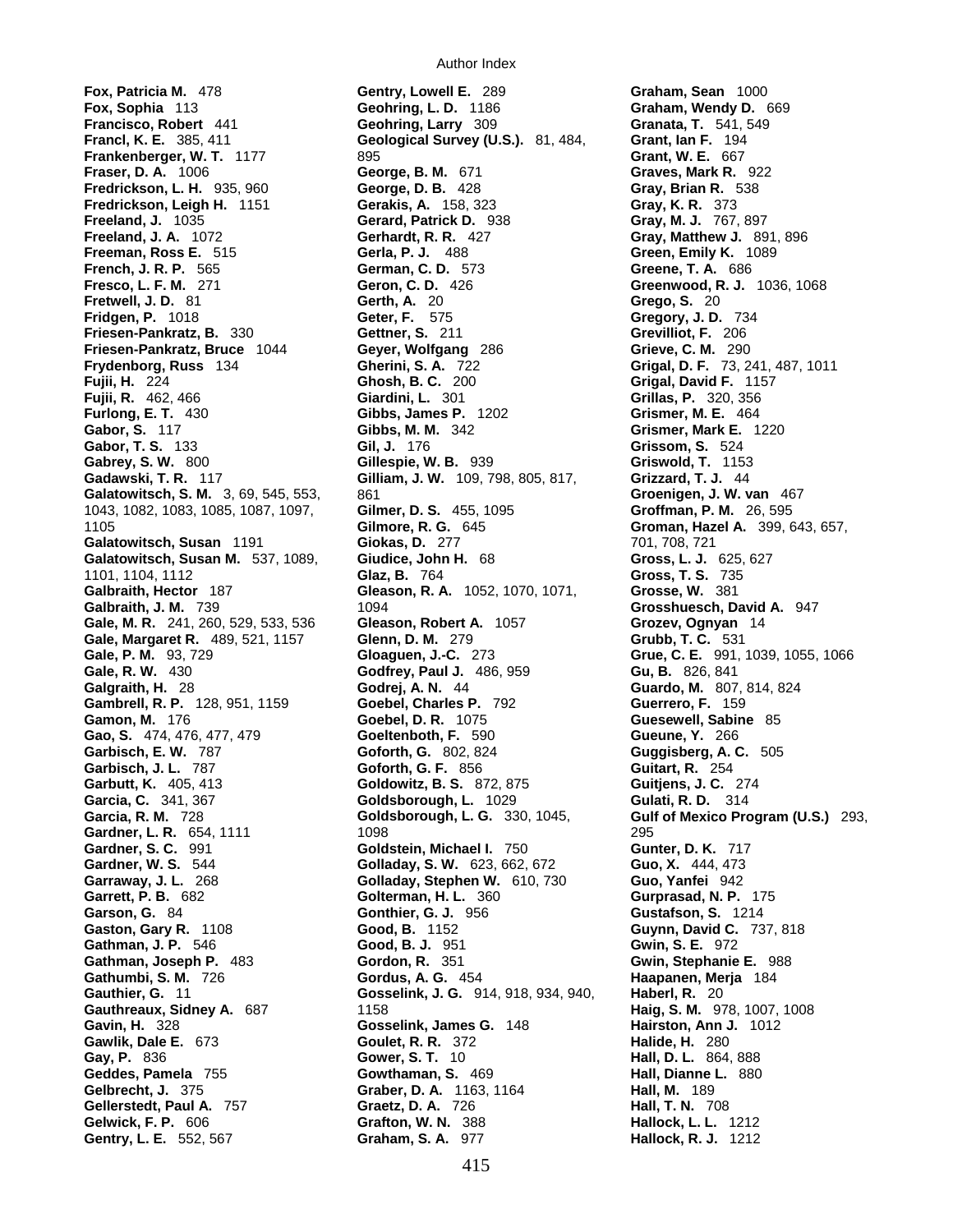**Fox, Patricia M.** 478
**Fox, Sophia** 113
**Francisco, Robert** 441
**Francl, K. E.** 385, 411
**Frankenberger, W. T.** 1177
**Fraser, D. A.** 1006
**Fredrickson, L. H.** 935, 960
**Fredrickson, Leigh H.** 1151
**Freeland, J.** 1035
**Freeland, J. A.** 1072
**Freeman, Ross E.** 515
**French, J. R. P.** 565
**Fresco, L. F. M.** 271
**Fretwell, J. D.** 81
**Fridgen, P.** 1018
**Friesen-Pankratz, B.** 330
**Friesen-Pankratz, Bruce** 1044
**Frydenborg, Russ** 134
**Fujii, H.** 224
**Fujii, R.** 462, 466
**Furlong, E. T.** 430
**Gabor, S.** 117
**Gabor, T. S.** 133
**Gabrey, S. W.** 800
**Gadawski, T. R.** 117
**Galatowitsch, S. M.** 3, 69, 545, 553, 1043, 1082, 1083, 1085, 1087, 1097, 1105
**Galatowitsch, Susan** 1191
**Galatowitsch, Susan M.** 537, 1089, 1101, 1104, 1112
**Galbraith, Hector** 187
**Galbraith, J. M.** 739
**Gale, M. R.** 241, 260, 529, 533, 536
**Gale, Margaret R.** 489, 521, 1157
**Gale, P. M.** 93, 729
**Gale, R. W.** 430
**Galgraith, H.** 28
**Gambrell, R. P.** 128, 951, 1159
**Gamon, M.** 176
**Gao, S.** 474, 476, 477, 479
**Garbisch, E. W.** 787
**Garbisch, J. L.** 787
**Garbutt, K.** 405, 413
**Garcia, C.** 341, 367
**Garcia, R. M.** 728
**Gardner, L. R.** 654, 1111
**Gardner, S. C.** 991
**Gardner, W. S.** 544
**Garraway, J. L.** 268
**Garrett, P. B.** 682
**Garson, G.** 84
**Gaston, Gary R.** 1108
**Gathman, J. P.** 546
**Gathman, Joseph P.** 483
**Gathumbi, S. M.** 726
**Gauthier, G.** 11
**Gauthreaux, Sidney A.** 687
**Gavin, H.** 328
**Gawlik, Dale E.** 673
**Gay, P.** 836
**Geddes, Pamela** 755
**Gelbrecht, J.** 375
**Gellerstedt, Paul A.** 757
**Gelwick, F. P.** 606
**Gentry, L. E.** 552, 567
**Gentry, Lowell E.** 289
**Geohring, L. D.** 1186
**Geohring, Larry** 309
**Geological Survey (U.S.).** 81, 484, 895
**George, B. M.** 671
**George, D. B.** 428
**Gerakis, A.** 158, 323
**Gerard, Patrick D.** 938
**Gerhardt, R. R.** 427
**Gerla, P. J.** 488
**German, C. D.** 573
**Geron, C. D.** 426
**Gerth, A.** 20
**Geter, F.** 575
**Gettner, S.** 211
**Geyer, Wolfgang** 286
**Gherini, S. A.** 722
**Ghosh, B. C.** 200
**Giardini, L.** 301
**Gibbs, James P.** 1202
**Gibbs, M. M.** 342
**Gil, J.** 176
**Gillespie, W. B.** 939
**Gilliam, J. W.** 109, 798, 805, 817, 861
**Gilmer, D. S.** 455, 1095
**Gilmore, R. G.** 645
**Giokas, D.** 277
**Giudice, John H.** 68
**Glaz, B.** 764
**Gleason, R. A.** 1052, 1070, 1071, 1094
**Gleason, Robert A.** 1057
**Glenn, D. M.** 279
**Gloaguen, J.-C.** 273
**Godfrey, Paul J.** 486, 959
**Godrej, A. N.** 44
**Goebel, Charles P.** 792
**Goebel, D. R.** 1075
**Goeltenboth, F.** 590
**Goforth, G.** 802, 824
**Goforth, G. F.** 856
**Goldowitz, B. S.** 872, 875
**Goldsborough, L.** 1029
**Goldsborough, L. G.** 330, 1045, 1098
**Goldstein, Michael I.** 750
**Golladay, S. W.** 623, 662, 672
**Golladay, Stephen W.** 610, 730
**Golterman, H. L.** 360
**Gonthier, G. J.** 956
**Good, B.** 1152
**Good, B. J.** 951
**Gordon, R.** 351
**Gordus, A. G.** 454
**Gosselink, J. G.** 914, 918, 934, 940, 1158
**Gosselink, James G.** 148
**Goulet, R. R.** 372
**Gower, S. T.** 10
**Gowthaman, S.** 469
**Graber, D. A.** 1163, 1164
**Graetz, D. A.** 726
**Grafton, W. N.** 388
**Graham, S. A.** 977
**Graham, Sean** 1000
**Graham, Wendy D.** 669
**Granata, T.** 541, 549
**Grant, Ian F.** 194
**Grant, W. E.** 667
**Graves, Mark R.** 922
**Gray, Brian R.** 538
**Gray, K. R.** 373
**Gray, M. J.** 767, 897
**Gray, Matthew J.** 891, 896
**Green, Emily K.** 1089
**Greene, T. A.** 686
**Greenwood, R. J.** 1036, 1068
**Grego, S.** 20
**Gregory, J. D.** 734
**Grevilliot, F.** 206
**Grieve, C. M.** 290
**Grigal, D. F.** 73, 241, 487, 1011
**Grigal, David F.** 1157
**Grillas, P.** 320, 356
**Grismer, M. E.** 464
**Grismer, Mark E.** 1220
**Grissom, S.** 524
**Griswold, T.** 1153
**Grizzard, T. J.** 44
**Groenigen, J. W. van** 467
**Groffman, P. M.** 26, 595
**Groman, Hazel A.** 399, 643, 657, 701, 708, 721
**Gross, L. J.** 625, 627
**Gross, T. S.** 735
**Grosse, W.** 381
**Grosshuesch, David A.** 947
**Grozev, Ognyan** 14
**Grubb, T. C.** 531
**Grue, C. E.** 991, 1039, 1055, 1066
**Gu, B.** 826, 841
**Guardo, M.** 807, 814, 824
**Guerrero, F.** 159
**Guesewell, Sabine** 85
**Gueune, Y.** 266
**Guggisberg, A. C.** 505
**Guitart, R.** 254
**Guitjens, J. C.** 274
**Gulati, R. D.** 314
**Gulf of Mexico Program (U.S.)** 293, 295
**Gunter, D. K.** 717
**Guo, X.** 444, 473
**Guo, Yanfei** 942
**Gurprasad, N. P.** 175
**Gustafson, S.** 1214
**Guynn, David C.** 737, 818
**Gwin, S. E.** 972
**Gwin, Stephanie E.** 988
**Haapanen, Merja** 184
**Haberl, R.** 20
**Haig, S. M.** 978, 1007, 1008
**Hairston, Ann J.** 1012
**Halide, H.** 280
**Hall, D. L.** 864, 888
**Hall, Dianne L.** 880
**Hall, M.** 189
**Hall, T. N.** 708
**Hallock, L. L.** 1212
**Hallock, R. J.** 1212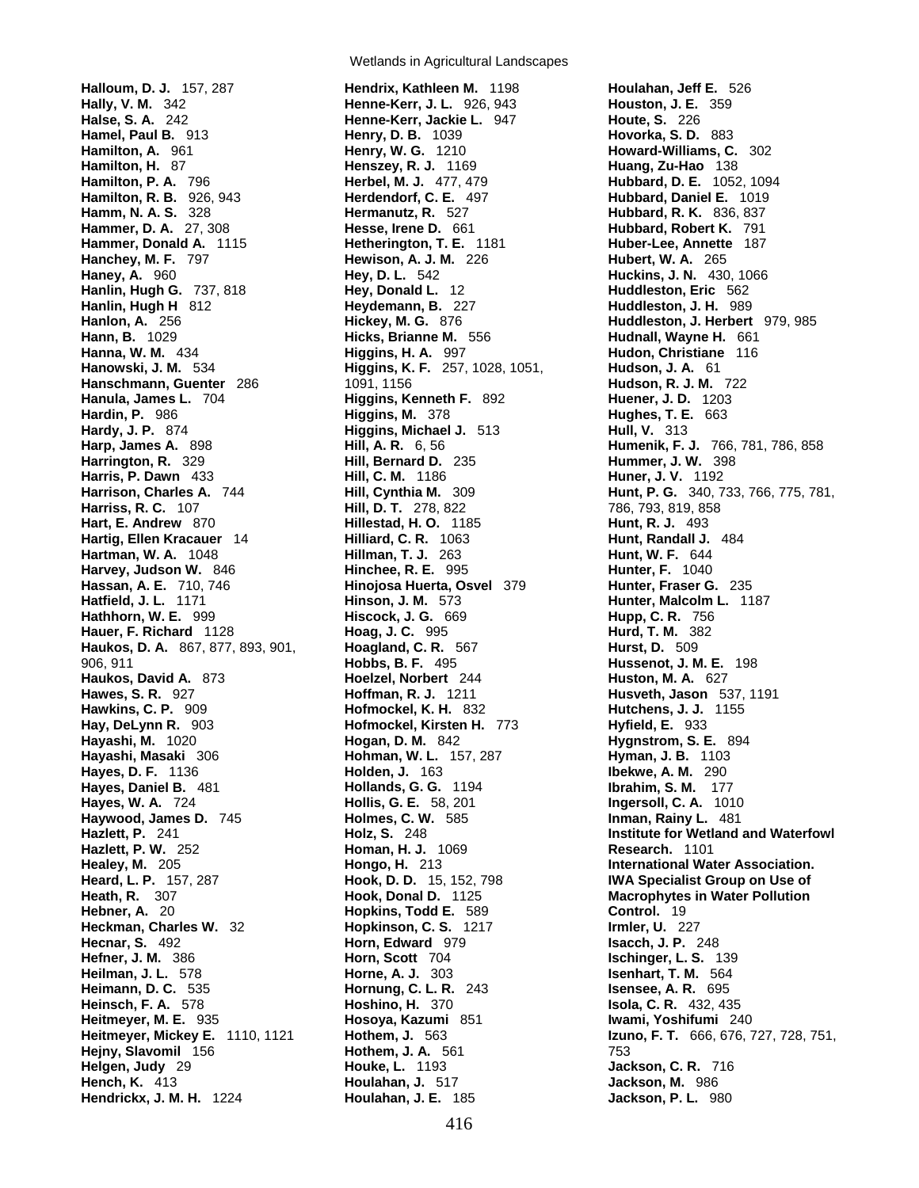**Halloum, D. J.** 157, 287
**Hally, V. M.** 342
**Halse, S. A.** 242
**Hamel, Paul B.** 913
**Hamilton, A.** 961
**Hamilton, H.** 87
**Hamilton, P. A.** 796
**Hamilton, R. B.** 926, 943
**Hamm, N. A. S.** 328
**Hammer, D. A.** 27, 308
**Hammer, Donald A.** 1115
**Hanchey, M. F.** 797
**Haney, A.** 960
**Hanlin, Hugh G.** 737, 818
**Hanlin, Hugh H** 812
**Hanlon, A.** 256
**Hann, B.** 1029
**Hanna, W. M.** 434
**Hanowski, J. M.** 534
**Hanschmann, Guenter** 286
**Hanula, James L.** 704
**Hardin, P.** 986
**Hardy, J. P.** 874
**Harp, James A.** 898
**Harrington, R.** 329
**Harris, P. Dawn** 433
**Harrison, Charles A.** 744
**Harriss, R. C.** 107
**Hart, E. Andrew** 870
**Hartig, Ellen Kracauer** 14
**Hartman, W. A.** 1048
**Harvey, Judson W.** 846
**Hassan, A. E.** 710, 746
**Hatfield, J. L.** 1171
**Hathhorn, W. E.** 999
**Hauer, F. Richard** 1128
**Haukos, D. A.** 867, 877, 893, 901, 906, 911
**Haukos, David A.** 873
**Hawes, S. R.** 927
**Hawkins, C. P.** 909
**Hay, DeLynn R.** 903
**Hayashi, M.** 1020
**Hayashi, Masaki** 306
**Hayes, D. F.** 1136
**Hayes, Daniel B.** 481
**Hayes, W. A.** 724
**Haywood, James D.** 745
**Hazlett, P.** 241
**Hazlett, P. W.** 252
**Healey, M.** 205
**Heard, L. P.** 157, 287
**Heath, R.** 307
**Hebner, A.** 20
**Heckman, Charles W.** 32
**Hecnar, S.** 492
**Hefner, J. M.** 386
**Heilman, J. L.** 578
**Heimann, D. C.** 535
**Heinsch, F. A.** 578
**Heitmeyer, M. E.** 935
**Heitmeyer, Mickey E.** 1110, 1121
**Hejny, Slavomil** 156
**Helgen, Judy** 29
**Hench, K.** 413
**Hendrickx, J. M. H.** 1224
**Hendrix, Kathleen M.** 1198
**Henne-Kerr, J. L.** 926, 943
**Henne-Kerr, Jackie L.** 947
**Henry, D. B.** 1039
**Henry, W. G.** 1210
**Henszey, R. J.** 1169
**Herbel, M. J.** 477, 479
**Herdendorf, C. E.** 497
**Hermanutz, R.** 527
**Hesse, Irene D.** 661
**Hetherington, T. E.** 1181
**Hewison, A. J. M.** 226
**Hey, D. L.** 542
**Hey, Donald L.** 12
**Heydemann, B.** 227
**Hickey, M. G.** 876
**Hicks, Brianne M.** 556
**Higgins, H. A.** 997
**Higgins, K. F.** 257, 1028, 1051, 1091, 1156
**Higgins, Kenneth F.** 892
**Higgins, M.** 378
**Higgins, Michael J.** 513
**Hill, A. R.** 6, 56
**Hill, Bernard D.** 235
**Hill, C. M.** 1186
**Hill, Cynthia M.** 309
**Hill, D. T.** 278, 822
**Hillestad, H. O.** 1185
**Hilliard, C. R.** 1063
**Hillman, T. J.** 263
**Hinchee, R. E.** 995
**Hinojosa Huerta, Osvel** 379
**Hinson, J. M.** 573
**Hiscock, J. G.** 669
**Hoag, J. C.** 995
**Hoagland, C. R.** 567
**Hobbs, B. F.** 495
**Hoelzel, Norbert** 244
**Hoffman, R. J.** 1211
**Hofmockel, K. H.** 832
**Hofmockel, Kirsten H.** 773
**Hogan, D. M.** 842
**Hohman, W. L.** 157, 287
**Holden, J.** 163
**Hollands, G. G.** 1194
**Hollis, G. E.** 58, 201
**Holmes, C. W.** 585
**Holz, S.** 248
**Homan, H. J.** 1069
**Hongo, H.** 213
**Hook, D. D.** 15, 152, 798
**Hook, Donal D.** 1125
**Hopkins, Todd E.** 589
**Hopkinson, C. S.** 1217
**Horn, Edward** 979
**Horn, Scott** 704
**Horne, A. J.** 303
**Hornung, C. L. R.** 243
**Hoshino, H.** 370
**Hosoya, Kazumi** 851
**Hothem, J.** 563
**Hothem, J. A.** 561
**Houke, L.** 1193
**Houlahan, J.** 517
**Houlahan, J. E.** 185
**Houlahan, Jeff E.** 526
**Houston, J. E.** 359
**Houte, S.** 226
**Hovorka, S. D.** 883
**Howard-Williams, C.** 302
**Huang, Zu-Hao** 138
**Hubbard, D. E.** 1052, 1094
**Hubbard, Daniel E.** 1019
**Hubbard, R. K.** 836, 837
**Hubbard, Robert K.** 791
**Huber-Lee, Annette** 187
**Hubert, W. A.** 265
**Huckins, J. N.** 430, 1066
**Huddleston, Eric** 562
**Huddleston, J. H.** 989
**Huddleston, J. Herbert** 979, 985
**Hudnall, Wayne H.** 661
**Hudon, Christiane** 116
**Hudson, J. A.** 61
**Hudson, R. J. M.** 722
**Huener, J. D.** 1203
**Hughes, T. E.** 663
**Hull, V.** 313
**Humenik, F. J.** 766, 781, 786, 858
**Hummer, J. W.** 398
**Huner, J. V.** 1192
**Hunt, P. G.** 340, 733, 766, 775, 781, 786, 793, 819, 858
**Hunt, R. J.** 493
**Hunt, Randall J.** 484
**Hunt, W. F.** 644
**Hunter, F.** 1040
**Hunter, Fraser G.** 235
**Hunter, Malcolm L.** 1187
**Hupp, C. R.** 756
**Hurd, T. M.** 382
**Hurst, D.** 509
**Hussenot, J. M. E.** 198
**Huston, M. A.** 627
**Husveth, Jason** 537, 1191
**Hutchens, J. J.** 1155
**Hyfield, E.** 933
**Hygnstrom, S. E.** 894
**Hyman, J. B.** 1103
**Ibekwe, A. M.** 290
**Ibrahim, S. M.** 177
**Ingersoll, C. A.** 1010
**Inman, Rainy L.** 481
**Institute for Wetland and Waterfowl Research.** 1101
**International Water Association. IWA Specialist Group on Use of Macrophytes in Water Pollution Control.** 19
**Irmler, U.** 227
**Isacch, J. P.** 248
**Ischinger, L. S.** 139
**Isenhart, T. M.** 564
**Isensee, A. R.** 695
**Isola, C. R.** 432, 435
**Iwami, Yoshifumi** 240
**Izuno, F. T.** 666, 676, 727, 728, 751, 753
**Jackson, C. R.** 716
**Jackson, M.** 986
**Jackson, P. L.** 980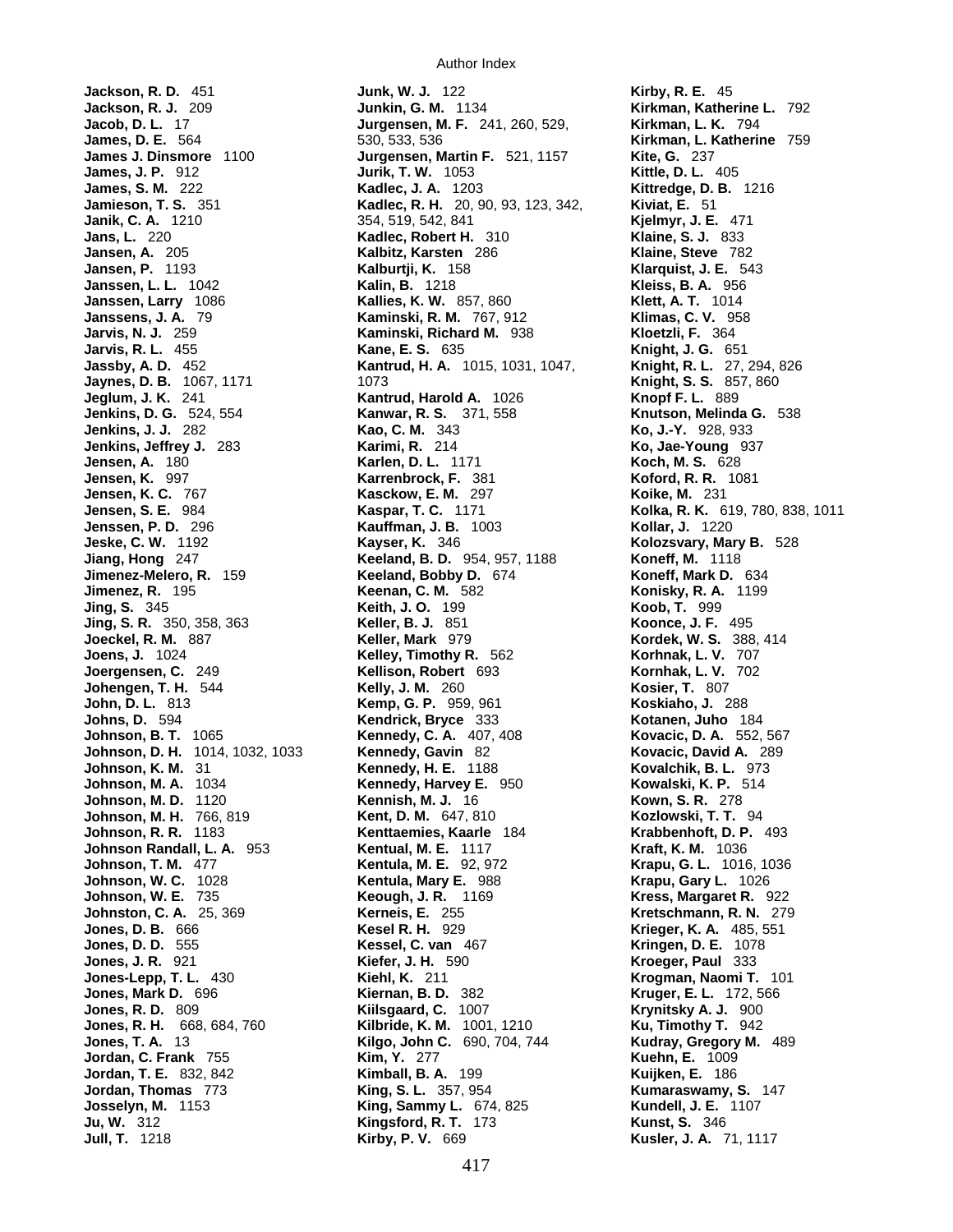**Jackson, R. D.** 451
**Jackson, R. J.** 209
**Jacob, D. L.** 17
**James, D. E.** 564
**James J. Dinsmore** 1100
**James, J. P.** 912
**James, S. M.** 222
**Jamieson, T. S.** 351
**Janik, C. A.** 1210
**Jans, L.** 220
**Jansen, A.** 205
**Jansen, P.** 1193
**Janssen, L. L.** 1042
**Janssen, Larry** 1086
**Janssens, J. A.** 79
**Jarvis, N. J.** 259
**Jarvis, R. L.** 455
**Jassby, A. D.** 452
**Jaynes, D. B.** 1067, 1171
**Jeglum, J. K.** 241
**Jenkins, D. G.** 524, 554
**Jenkins, J. J.** 282
**Jenkins, Jeffrey J.** 283
**Jensen, A.** 180
**Jensen, K.** 997
**Jensen, K. C.** 767
**Jensen, S. E.** 984
**Jenssen, P. D.** 296
**Jeske, C. W.** 1192
**Jiang, Hong** 247
**Jimenez-Melero, R.** 159
**Jimenez, R.** 195
**Jing, S.** 345
**Jing, S. R.** 350, 358, 363
**Joeckel, R. M.** 887
**Joens, J.** 1024
**Joergensen, C.** 249
**Johengen, T. H.** 544
**John, D. L.** 813
**Johns, D.** 594
**Johnson, B. T.** 1065
**Johnson, D. H.** 1014, 1032, 1033
**Johnson, K. M.** 31
**Johnson, M. A.** 1034
**Johnson, M. D.** 1120
**Johnson, M. H.** 766, 819
**Johnson, R. R.** 1183
**Johnson Randall, L. A.** 953
**Johnson, T. M.** 477
**Johnson, W. C.** 1028
**Johnson, W. E.** 735
**Johnston, C. A.** 25, 369
**Jones, D. B.** 666
**Jones, D. D.** 555
**Jones, J. R.** 921
**Jones-Lepp, T. L.** 430
**Jones, Mark D.** 696
**Jones, R. D.** 809
**Jones, R. H.** 668, 684, 760
**Jones, T. A.** 13
**Jordan, C. Frank** 755
**Jordan, T. E.** 832, 842
**Jordan, Thomas** 773
**Josselyn, M.** 1153
**Ju, W.** 312
**Jull, T.** 1218
**Junk, W. J.** 122
**Junkin, G. M.** 1134
**Jurgensen, M. F.** 241, 260, 529, 530, 533, 536
**Jurgensen, Martin F.** 521, 1157
**Jurik, T. W.** 1053
**Kadlec, J. A.** 1203
**Kadlec, R. H.** 20, 90, 93, 123, 342, 354, 519, 542, 841
**Kadlec, Robert H.** 310
**Kalbitz, Karsten** 286
**Kalburtji, K.** 158
**Kalin, B.** 1218
**Kallies, K. W.** 857, 860
**Kaminski, R. M.** 767, 912
**Kaminski, Richard M.** 938
**Kane, E. S.** 635
**Kantrud, H. A.** 1015, 1031, 1047, 1073
**Kantrud, Harold A.** 1026
**Kanwar, R. S.** 371, 558
**Kao, C. M.** 343
**Karimi, R.** 214
**Karlen, D. L.** 1171
**Karrenbrock, F.** 381
**Kasckow, E. M.** 297
**Kaspar, T. C.** 1171
**Kauffman, J. B.** 1003
**Kayser, K.** 346
**Keeland, B. D.** 954, 957, 1188
**Keeland, Bobby D.** 674
**Keenan, C. M.** 582
**Keith, J. O.** 199
**Keller, B. J.** 851
**Keller, Mark** 979
**Kelley, Timothy R.** 562
**Kellison, Robert** 693
**Kelly, J. M.** 260
**Kemp, G. P.** 959, 961
**Kendrick, Bryce** 333
**Kennedy, C. A.** 407, 408
**Kennedy, Gavin** 82
**Kennedy, H. E.** 1188
**Kennedy, Harvey E.** 950
**Kennish, M. J.** 16
**Kent, D. M.** 647, 810
**Kenttaemies, Kaarle** 184
**Kentual, M. E.** 1117
**Kentula, M. E.** 92, 972
**Kentula, Mary E.** 988
**Keough, J. R.** 1169
**Kerneis, E.** 255
**Kesel R. H.** 929
**Kessel, C. van** 467
**Kiefer, J. H.** 590
**Kiehl, K.** 211
**Kiernan, B. D.** 382
**Kiilsgaard, C.** 1007
**Kilbride, K. M.** 1001, 1210
**Kilgo, John C.** 690, 704, 744
**Kim, Y.** 277
**Kimball, B. A.** 199
**King, S. L.** 357, 954
**King, Sammy L.** 674, 825
**Kingsford, R. T.** 173
**Kirby, P. V.** 669
**Kirby, R. E.** 45
**Kirkman, Katherine L.** 792
**Kirkman, L. K.** 794
**Kirkman, L. Katherine** 759
**Kite, G.** 237
**Kittle, D. L.** 405
**Kittredge, D. B.** 1216
**Kiviat, E.** 51
**Kjelmyr, J. E.** 471
**Klaine, S. J.** 833
**Klaine, Steve** 782
**Klarquist, J. E.** 543
**Kleiss, B. A.** 956
**Klett, A. T.** 1014
**Klimas, C. V.** 958
**Kloetzli, F.** 364
**Knight, J. G.** 651
**Knight, R. L.** 27, 294, 826
**Knight, S. S.** 857, 860
**Knopf F. L.** 889
**Knutson, Melinda G.** 538
**Ko, J.-Y.** 928, 933
**Ko, Jae-Young** 937
**Koch, M. S.** 628
**Koford, R. R.** 1081
**Koike, M.** 231
**Kolka, R. K.** 619, 780, 838, 1011
**Kollar, J.** 1220
**Kolozsvary, Mary B.** 528
**Koneff, M.** 1118
**Koneff, Mark D.** 634
**Konisky, R. A.** 1199
**Koob, T.** 999
**Koonce, J. F.** 495
**Kordek, W. S.** 388, 414
**Korhnak, L. V.** 707
**Kornhak, L. V.** 702
**Kosier, T.** 807
**Koskiaho, J.** 288
**Kotanen, Juho** 184
**Kovacic, D. A.** 552, 567
**Kovacic, David A.** 289
**Kovalchik, B. L.** 973
**Kowalski, K. P.** 514
**Kown, S. R.** 278
**Kozlowski, T. T.** 94
**Krabbenhoft, D. P.** 493
**Kraft, K. M.** 1036
**Krapu, G. L.** 1016, 1036
**Krapu, Gary L.** 1026
**Kress, Margaret R.** 922
**Kretschmann, R. N.** 279
**Krieger, K. A.** 485, 551
**Kringen, D. E.** 1078
**Kroeger, Paul** 333
**Krogman, Naomi T.** 101
**Kruger, E. L.** 172, 566
**Krynitsky A. J.** 900
**Ku, Timothy T.** 942
**Kudray, Gregory M.** 489
**Kuehn, E.** 1009
**Kuijken, E.** 186
**Kumaraswamy, S.** 147
**Kundell, J. E.** 1107
**Kunst, S.** 346
**Kusler, J. A.** 71, 1117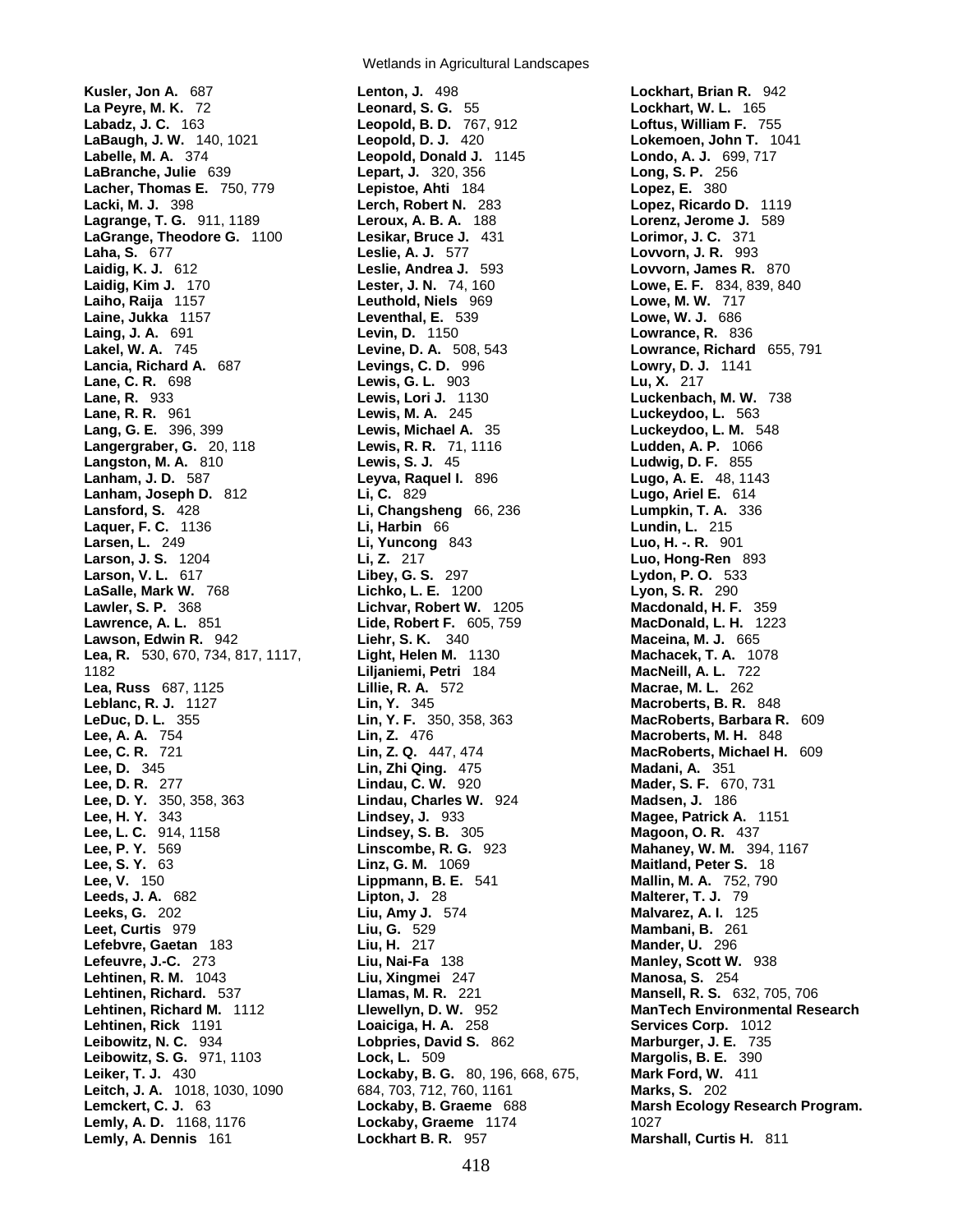**Kusler, Jon A.** 687
**La Peyre, M. K.** 72
**Labadz, J. C.** 163
**LaBaugh, J. W.** 140, 1021
**Labelle, M. A.** 374
**LaBranche, Julie** 639
**Lacher, Thomas E.** 750, 779
**Lacki, M. J.** 398
**Lagrange, T. G.** 911, 1189
**LaGrange, Theodore G.** 1100
**Laha, S.** 677
**Laidig, K. J.** 612
**Laidig, Kim J.** 170
**Laiho, Raija** 1157
**Laine, Jukka** 1157
**Laing, J. A.** 691
**Lakel, W. A.** 745
**Lancia, Richard A.** 687
**Lane, C. R.** 698
**Lane, R.** 933
**Lane, R. R.** 961
**Lang, G. E.** 396, 399
**Langergraber, G.** 20, 118
**Langston, M. A.** 810
**Lanham, J. D.** 587
**Lanham, Joseph D.** 812
**Lansford, S.** 428
**Laquer, F. C.** 1136
**Larsen, L.** 249
**Larson, J. S.** 1204
**Larson, V. L.** 617
**LaSalle, Mark W.** 768
**Lawler, S. P.** 368
**Lawrence, A. L.** 851
**Lawson, Edwin R.** 942
**Lea, R.** 530, 670, 734, 817, 1117, 1182
**Lea, Russ** 687, 1125
**Leblanc, R. J.** 1127
**LeDuc, D. L.** 355
**Lee, A. A.** 754
**Lee, C. R.** 721
**Lee, D.** 345
**Lee, D. R.** 277
**Lee, D. Y.** 350, 358, 363
**Lee, H. Y.** 343
**Lee, L. C.** 914, 1158
**Lee, P. Y.** 569
**Lee, S. Y.** 63
**Lee, V.** 150
**Leeds, J. A.** 682
**Leeks, G.** 202
**Leet, Curtis** 979
**Lefebvre, Gaetan** 183
**Lefeuvre, J.-C.** 273
**Lehtinen, R. M.** 1043
**Lehtinen, Richard.** 537
**Lehtinen, Richard M.** 1112
**Lehtinen, Rick** 1191
**Leibowitz, N. C.** 934
**Leibowitz, S. G.** 971, 1103
**Leiker, T. J.** 430
**Leitch, J. A.** 1018, 1030, 1090
**Lemckert, C. J.** 63
**Lemly, A. D.** 1168, 1176
**Lemly, A. Dennis** 161
**Lenton, J.** 498
**Leonard, S. G.** 55
**Leopold, B. D.** 767, 912
**Leopold, D. J.** 420
**Leopold, Donald J.** 1145
**Lepart, J.** 320, 356
**Lepistoe, Ahti** 184
**Lerch, Robert N.** 283
**Leroux, A. B. A.** 188
**Lesikar, Bruce J.** 431
**Leslie, A. J.** 577
**Leslie, Andrea J.** 593
**Lester, J. N.** 74, 160
**Leuthold, Niels** 969
**Leventhal, E.** 539
**Levin, D.** 1150
**Levine, D. A.** 508, 543
**Levings, C. D.** 996
**Lewis, G. L.** 903
**Lewis, Lori J.** 1130
**Lewis, M. A.** 245
**Lewis, Michael A.** 35
**Lewis, R. R.** 71, 1116
**Lewis, S. J.** 45
**Leyva, Raquel I.** 896
**Li, C.** 829
**Li, Changsheng** 66, 236
**Li, Harbin** 66
**Li, Yuncong** 843
**Li, Z.** 217
**Libey, G. S.** 297
**Lichko, L. E.** 1200
**Lichvar, Robert W.** 1205
**Lide, Robert F.** 605, 759
**Liehr, S. K.** 340
**Light, Helen M.** 1130
**Liljaniemi, Petri** 184
**Lillie, R. A.** 572
**Lin, Y.** 345
**Lin, Y. F.** 350, 358, 363
**Lin, Z.** 476
**Lin, Z. Q.** 447, 474
**Lin, Zhi Qing.** 475
**Lindau, C. W.** 920
**Lindau, Charles W.** 924
**Lindsey, J.** 933
**Lindsey, S. B.** 305
**Linscombe, R. G.** 923
**Linz, G. M.** 1069
**Lippmann, B. E.** 541
**Lipton, J.** 28
**Liu, Amy J.** 574
**Liu, G.** 529
**Liu, H.** 217
**Liu, Nai-Fa** 138
**Liu, Xingmei** 247
**Llamas, M. R.** 221
**Llewellyn, D. W.** 952
**Loaiciga, H. A.** 258
**Lobpries, David S.** 862
**Lock, L.** 509
**Lockaby, B. G.** 80, 196, 668, 675, 684, 703, 712, 760, 1161
**Lockaby, B. Graeme** 688
**Lockaby, Graeme** 1174
**Lockhart B. R.** 957
**Lockhart, Brian R.** 942
**Lockhart, W. L.** 165
**Loftus, William F.** 755
**Lokemoen, John T.** 1041
**Londo, A. J.** 699, 717
**Long, S. P.** 256
**Lopez, E.** 380
**Lopez, Ricardo D.** 1119
**Lorenz, Jerome J.** 589
**Lorimor, J. C.** 371
**Lovvorn, J. R.** 993
**Lovvorn, James R.** 870
**Lowe, E. F.** 834, 839, 840
**Lowe, M. W.** 717
**Lowe, W. J.** 686
**Lowrance, R.** 836
**Lowrance, Richard** 655, 791
**Lowry, D. J.** 1141
**Lu, X.** 217
**Luckenbach, M. W.** 738
**Luckeydoo, L.** 563
**Luckeydoo, L. M.** 548
**Ludden, A. P.** 1066
**Ludwig, D. F.** 855
**Lugo, A. E.** 48, 1143
**Lugo, Ariel E.** 614
**Lumpkin, T. A.** 336
**Lundin, L.** 215
**Luo, H. -. R.** 901
**Luo, Hong-Ren** 893
**Lydon, P. O.** 533
**Lyon, S. R.** 290
**Macdonald, H. F.** 359
**MacDonald, L. H.** 1223
**Maceina, M. J.** 665
**Machacek, T. A.** 1078
**MacNeill, A. L.** 722
**Macrae, M. L.** 262
**Macroberts, B. R.** 848
**MacRoberts, Barbara R.** 609
**Macroberts, M. H.** 848
**MacRoberts, Michael H.** 609
**Madani, A.** 351
**Mader, S. F.** 670, 731
**Madsen, J.** 186
**Magee, Patrick A.** 1151
**Magoon, O. R.** 437
**Mahaney, W. M.** 394, 1167
**Maitland, Peter S.** 18
**Mallin, M. A.** 752, 790
**Malterer, T. J.** 79
**Malvarez, A. I.** 125
**Mambani, B.** 261
**Mander, U.** 296
**Manley, Scott W.** 938
**Manosa, S.** 254
**Mansell, R. S.** 632, 705, 706
**ManTech Environmental Research Services Corp.** 1012
**Marburger, J. E.** 735
**Margolis, B. E.** 390
**Mark Ford, W.** 411
**Marks, S.** 202
**Marsh Ecology Research Program.** 1027
**Marshall, Curtis H.** 811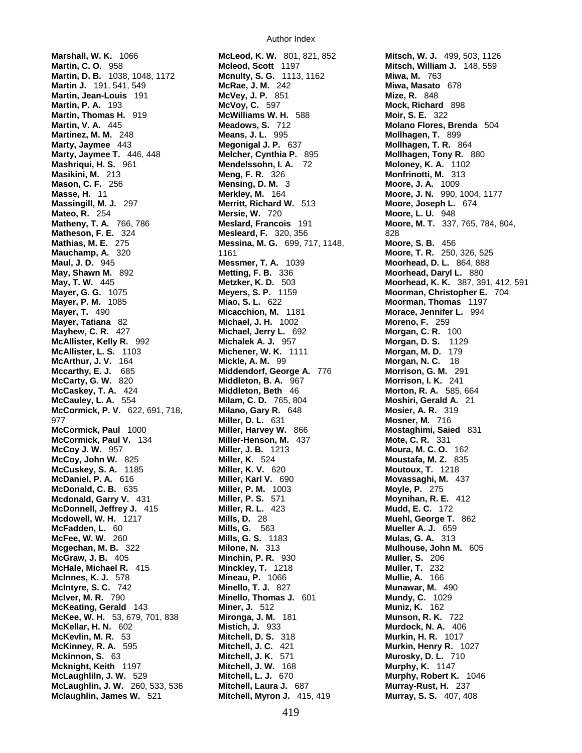**Marshall, W. K.** 1066
**Martin, C. O.** 958
**Martin, D. B.** 1038, 1048, 1172
**Martin J.** 191, 541, 549
**Martin, Jean-Louis** 191
**Martin, P. A.** 193
**Martin, Thomas H.** 919
**Martin, V. A.** 445
**Martinez, M. M.** 248
**Marty, Jaymee** 443
**Marty, Jaymee T.** 446, 448
**Mashriqui, H. S.** 961
**Masikini, M.** 213
**Mason, C. F.** 256
**Masse, H.** 11
**Massingill, M. J.** 297
**Mateo, R.** 254
**Matheny, T. A.** 766, 786
**Matheson, F. E.** 324
**Mathias, M. E.** 275
**Mauchamp, A.** 320
**Maul, J. D.** 945
**May, Shawn M.** 892
**May, T. W.** 445
**Mayer, G. G.** 1075
**Mayer, P. M.** 1085
**Mayer, T.** 490
**Mayer, Tatiana** 82
**Mayhew, C. R.** 427
**McAllister, Kelly R.** 992
**McAllister, L. S.** 1103
**McArthur, J. V.** 164
**Mccarthy, E. J.** 685
**McCarty, G. W.** 820
**McCaskey, T. A.** 424
**McCauley, L. A.** 554
**McCormick, P. V.** 622, 691, 718, 977
**McCormick, Paul** 1000
**McCormick, Paul V.** 134
**McCoy J. W.** 957
**McCoy, John W.** 825
**McCuskey, S. A.** 1185
**McDaniel, P. A.** 616
**McDonald, C. B.** 635
**Mcdonald, Garry V.** 431
**McDonnell, Jeffrey J.** 415
**Mcdowell, W. H.** 1217
**McFadden, L.** 60
**McFee, W. W.** 260
**Mcgechan, M. B.** 322
**McGraw, J. B.** 405
**McHale, Michael R.** 415
**McInnes, K. J.** 578
**McIntyre, S. C.** 742
**McIver, M. R.** 790
**McKeating, Gerald** 143
**McKee, W. H.** 53, 679, 701, 838
**McKellar, H. N.** 602
**McKevlin, M. R.** 53
**McKinney, R. A.** 595
**Mckinnon, S.** 63
**Mcknight, Keith** 1197
**McLaughliln, J. W.** 529
**McLaughlin, J. W.** 260, 533, 536
**Mclaughlin, James W.** 521
**McLeod, K. W.** 801, 821, 852
**Mcleod, Scott** 1197
**Mcnulty, S. G.** 1113, 1162
**McRae, J. M.** 242
**McVey, J. P.** 851
**McVoy, C.** 597
**McWilliams W. H.** 588
**Meadows, S.** 712
**Means, J. L.** 995
**Megonigal J. P.** 637
**Melcher, Cynthia P.** 895
**Mendelssohn, I. A.** 72
**Meng, F. R.** 326
**Mensing, D. M.** 3
**Merkley, M.** 164
**Merritt, Richard W.** 513
**Mersie, W.** 720
**Meslard, Francois** 191
**Mesleard, F.** 320, 356
**Messina, M. G.** 699, 717, 1148, 1161
**Messmer, T. A.** 1039
**Metting, F. B.** 336
**Metzker, K. D.** 503
**Meyers, S. P.** 1159
**Miao, S. L.** 622
**Micacchion, M.** 1181
**Michael, J. H.** 1002
**Michael, Jerry L.** 692
**Michalek A. J.** 957
**Michener, W. K.** 1111
**Mickle, A. M.** 99
**Middendorf, George A.** 776
**Middleton, B. A.** 967
**Middleton, Beth** 46
**Milam, C. D.** 765, 804
**Milano, Gary R.** 648
**Miller, D. L.** 631
**Miller, Harvey W.** 866
**Miller-Henson, M.** 437
**Miller, J. B.** 1213
**Miller, K.** 524
**Miller, K. V.** 620
**Miller, Karl V.** 690
**Miller, P. M.** 1003
**Miller, P. S.** 571
**Miller, R. L.** 423
**Mills, D.** 28
**Mills, G.** 563
**Mills, G. S.** 1183
**Milone, N.** 313
**Minchin, P. R.** 930
**Minckley, T.** 1218
**Mineau, P.** 1066
**Minello, T. J.** 827
**Minello, Thomas J.** 601
**Miner, J.** 512
**Mironga, J. M.** 181
**Mistich, J.** 933
**Mitchell, D. S.** 318
**Mitchell, J. C.** 421
**Mitchell, J. K.** 571
**Mitchell, J. W.** 168
**Mitchell, L. J.** 670
**Mitchell, Laura J.** 687
**Mitchell, Myron J.** 415, 419
**Mitsch, W. J.** 499, 503, 1126
**Mitsch, William J.** 148, 559
**Miwa, M.** 763
**Miwa, Masato** 678
**Mize, R.** 848
**Mock, Richard** 898
**Moir, S. E.** 322
**Molano Flores, Brenda** 504
**Mollhagen, T.** 899
**Mollhagen, T. R.** 864
**Mollhagen, Tony R.** 880
**Moloney, K. A.** 1102
**Monfrinotti, M.** 313
**Moore, J. A.** 1009
**Moore, J. N.** 990, 1004, 1177
**Moore, Joseph L.** 674
**Moore, L. U.** 948
**Moore, M. T.** 337, 765, 784, 804, 828
**Moore, S. B.** 456
**Moore, T. R.** 250, 326, 525
**Moorhead, D. L.** 864, 888
**Moorhead, Daryl L.** 880
**Moorhead, K. K.** 387, 391, 412, 591
**Moorman, Christopher E.** 704
**Moorman, Thomas** 1197
**Morace, Jennifer L.** 994
**Moreno, F.** 259
**Morgan, C. R.** 100
**Morgan, D. S.** 1129
**Morgan, M. D.** 179
**Morgan, N. C.** 18
**Morrison, G. M.** 291
**Morrison, I. K.** 241
**Morton, R. A.** 585, 664
**Moshiri, Gerald A.** 21
**Mosier, A. R.** 319
**Mosner, M.** 716
**Mostaghimi, Saied** 831
**Mote, C. R.** 331
**Moura, M. C. O.** 162
**Moustafa, M. Z.** 835
**Moutoux, T.** 1218
**Movassaghi, M.** 437
**Moyle, P.** 275
**Moynihan, R. E.** 412
**Mudd, E. C.** 172
**Muehl, George T.** 862
**Mueller A. J.** 659
**Mulas, G. A.** 313
**Mulhouse, John M.** 605
**Muller, S.** 206
**Muller, T.** 232
**Mullie, A.** 166
**Munawar, M.** 490
**Mundy, C.** 1029
**Muniz, K.** 162
**Munson, R. K.** 722
**Murdock, N. A.** 406
**Murkin, H. R.** 1017
**Murkin, Henry R.** 1027
**Murosky, D. L.** 710
**Murphy, K.** 1147
**Murphy, Robert K.** 1046
**Murray-Rust, H.** 237
**Murray, S. S.** 407, 408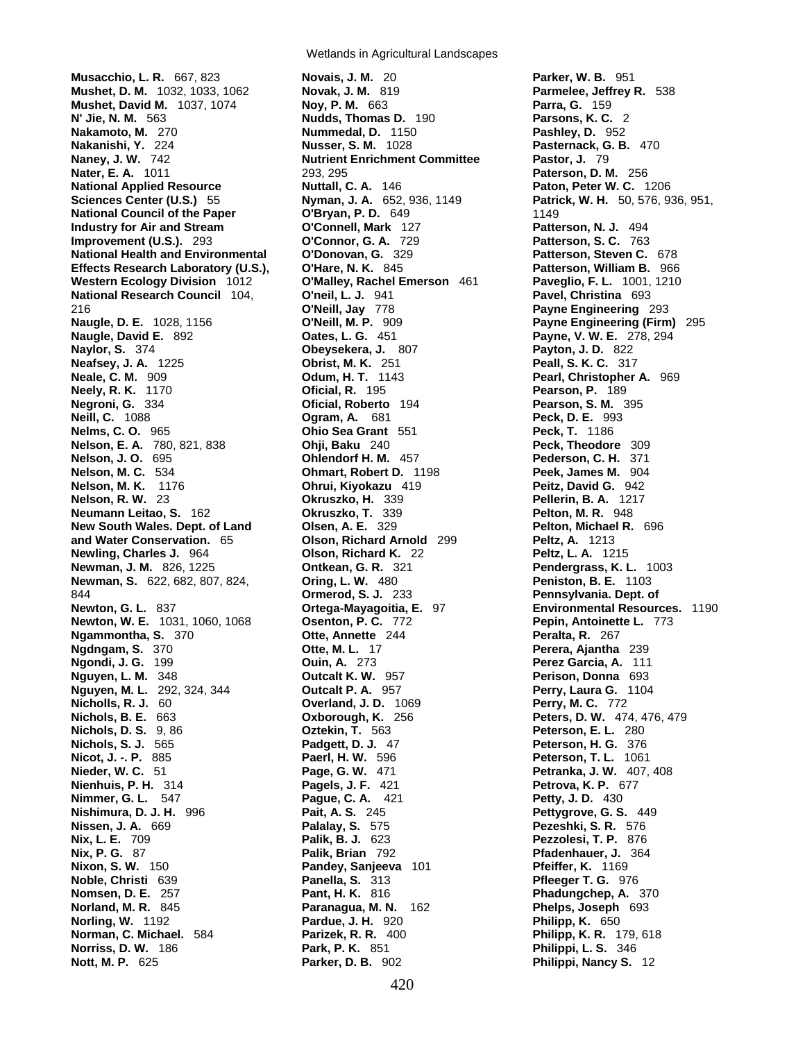**Musacchio, L. R.** 667, 823
**Mushet, D. M.** 1032, 1033, 1062
**Mushet, David M.** 1037, 1074
**N' Jie, N. M.** 563
**Nakamoto, M.** 270
**Nakanishi, Y.** 224
**Naney, J. W.** 742
**Nater, E. A.** 1011
**National Applied Resource Sciences Center (U.S.)** 55
**National Council of the Paper Industry for Air and Stream Improvement (U.S.).** 293
**National Health and Environmental Effects Research Laboratory (U.S.), Western Ecology Division** 1012
**National Research Council** 104, 216
**Naugle, D. E.** 1028, 1156
**Naugle, David E.** 892
**Naylor, S.** 374
**Neafsey, J. A.** 1225
**Neale, C. M.** 909
**Neely, R. K.** 1170
**Negroni, G.** 334
**Neill, C.** 1088
**Nelms, C. O.** 965
**Nelson, E. A.** 780, 821, 838
**Nelson, J. O.** 695
**Nelson, M. C.** 534
**Nelson, M. K.** 1176
**Nelson, R. W.** 23
**Neumann Leitao, S.** 162
**New South Wales. Dept. of Land and Water Conservation.** 65
**Newling, Charles J.** 964
**Newman, J. M.** 826, 1225
**Newman, S.** 622, 682, 807, 824, 844
**Newton, G. L.** 837
**Newton, W. E.** 1031, 1060, 1068
**Ngammontha, S.** 370
**Ngdngam, S.** 370
**Ngondi, J. G.** 199
**Nguyen, L. M.** 348
**Nguyen, M. L.** 292, 324, 344
**Nicholls, R. J.** 60
**Nichols, B. E.** 663
**Nichols, D. S.** 9, 86
**Nichols, S. J.** 565
**Nicot, J. -. P.** 885
**Nieder, W. C.** 51
**Nienhuis, P. H.** 314
**Nimmer, G. L.** 547
**Nishimura, D. J. H.** 996
**Nissen, J. A.** 669
**Nix, L. E.** 709
**Nix, P. G.** 87
**Nixon, S. W.** 150
**Noble, Christi** 639
**Nomsen, D. E.** 257
**Norland, M. R.** 845
**Norling, W.** 1192
**Norman, C. Michael.** 584
**Norriss, D. W.** 186
**Nott, M. P.** 625
**Novais, J. M.** 20
**Novak, J. M.** 819
**Noy, P. M.** 663
**Nudds, Thomas D.** 190
**Nummedal, D.** 1150
**Nusser, S. M.** 1028
**Nutrient Enrichment Committee** 293, 295
**Nuttall, C. A.** 146
**Nyman, J. A.** 652, 936, 1149
**O'Bryan, P. D.** 649
**O'Connell, Mark** 127
**O'Connor, G. A.** 729
**O'Donovan, G.** 329
**O'Hare, N. K.** 845
**O'Malley, Rachel Emerson** 461
**O'neil, L. J.** 941
**O'Neill, Jay** 778
**O'Neill, M. P.** 909
**Oates, L. G.** 451
**Obeysekera, J.** 807
**Obrist, M. K.** 251
**Odum, H. T.** 1143
**Oficial, R.** 195
**Oficial, Roberto** 194
**Ogram, A.** 681
**Ohio Sea Grant** 551
**Ohji, Baku** 240
**Ohlendorf H. M.** 457
**Ohmart, Robert D.** 1198
**Ohrui, Kiyokazu** 419
**Okruszko, H.** 339
**Okruszko, T.** 339
**Olsen, A. E.** 329
**Olson, Richard Arnold** 299
**Olson, Richard K.** 22
**Ontkean, G. R.** 321
**Oring, L. W.** 480
**Ormerod, S. J.** 233
**Ortega-Mayagoitia, E.** 97
**Osenton, P. C.** 772
**Otte, Annette** 244
**Otte, M. L.** 17
**Ouin, A.** 273
**Outcalt K. W.** 957
**Outcalt P. A.** 957
**Overland, J. D.** 1069
**Oxborough, K.** 256
**Oztekin, T.** 563
**Padgett, D. J.** 47
**Paerl, H. W.** 596
**Page, G. W.** 471
**Pagels, J. F.** 421
**Pague, C. A.** 421
**Pait, A. S.** 245
**Palalay, S.** 575
**Palik, B. J.** 623
**Palik, Brian** 792
**Pandey, Sanjeeva** 101
**Panella, S.** 313
**Pant, H. K.** 816
**Paranagua, M. N.** 162
**Pardue, J. H.** 920
**Parizek, R. R.** 400
**Park, P. K.** 851
**Parker, D. B.** 902
**Parker, W. B.** 951
**Parmelee, Jeffrey R.** 538
**Parra, G.** 159
**Parsons, K. C.** 2
**Pashley, D.** 952
**Pasternack, G. B.** 470
**Pastor, J.** 79
**Paterson, D. M.** 256
**Paton, Peter W. C.** 1206
**Patrick, W. H.** 50, 576, 936, 951, 1149
**Patterson, N. J.** 494
**Patterson, S. C.** 763
**Patterson, Steven C.** 678
**Patterson, William B.** 966
**Paveglio, F. L.** 1001, 1210
**Pavel, Christina** 693
**Payne Engineering** 293
**Payne Engineering (Firm)** 295
**Payne, V. W. E.** 278, 294
**Payton, J. D.** 822
**Peall, S. K. C.** 317
**Pearl, Christopher A.** 969
**Pearson, P.** 189
**Pearson, S. M.** 395
**Peck, D. E.** 993
**Peck, T.** 1186
**Peck, Theodore** 309
**Pederson, C. H.** 371
**Peek, James M.** 904
**Peitz, David G.** 942
**Pellerin, B. A.** 1217
**Pelton, M. R.** 948
**Pelton, Michael R.** 696
**Peltz, A.** 1213
**Peltz, L. A.** 1215
**Pendergrass, K. L.** 1003
**Peniston, B. E.** 1103
**Pennsylvania. Dept. of Environmental Resources.** 1190
**Pepin, Antoinette L.** 773
**Peralta, R.** 267
**Perera, Ajantha** 239
**Perez Garcia, A.** 111
**Perison, Donna** 693
**Perry, Laura G.** 1104
**Perry, M. C.** 772
**Peters, D. W.** 474, 476, 479
**Peterson, E. L.** 280
**Peterson, H. G.** 376
**Peterson, T. L.** 1061
**Petranka, J. W.** 407, 408
**Petrova, K. P.** 677
**Petty, J. D.** 430
**Pettygrove, G. S.** 449
**Pezeshki, S. R.** 576
**Pezzolesi, T. P.** 876
**Pfadenhauer, J.** 364
**Pfeiffer, K.** 1169
**Pfleeger T. G.** 976
**Phadungchep, A.** 370
**Phelps, Joseph** 693
**Philipp, K.** 650
**Philipp, K. R.** 179, 618
**Philippi, L. S.** 346
**Philippi, Nancy S.** 12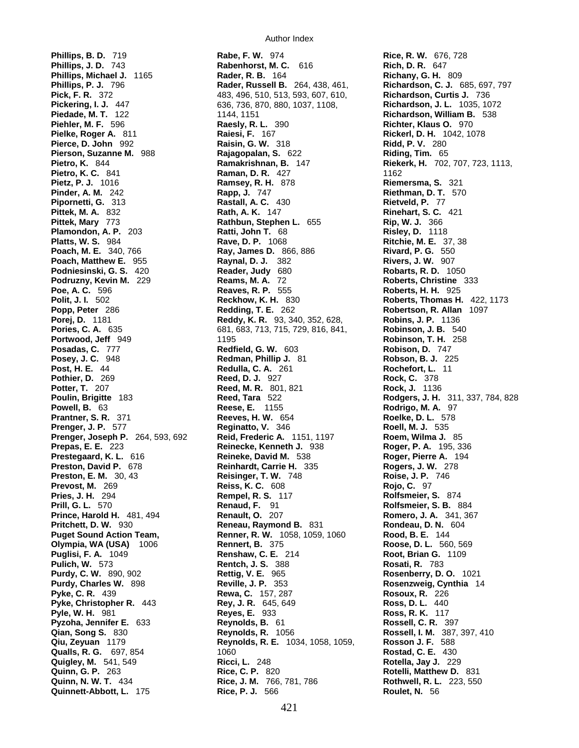**Phillips, B. D.** 719
**Phillips, J. D.** 743
**Phillips, Michael J.** 1165
**Phillips, P. J.** 796
**Pick, F. R.** 372
**Pickering, I. J.** 447
**Piedade, M. T.** 122
**Piehler, M. F.** 596
**Pielke, Roger A.** 811
**Pierce, D. John** 992
**Pierson, Suzanne M.** 988
**Pietro, K.** 844
**Pietro, K. C.** 841
**Pietz, P. J.** 1016
**Pinder, A. M.** 242
**Pipornetti, G.** 313
**Pittek, M. A.** 832
**Pittek, Mary** 773
**Plamondon, A. P.** 203
**Platts, W. S.** 984
**Poach, M. E.** 340, 766
**Poach, Matthew E.** 955
**Podniesinski, G. S.** 420
**Podruzny, Kevin M.** 229
**Poe, A. C.** 596
**Polit, J. I.** 502
**Popp, Peter** 286
**Porej, D.** 1181
**Pories, C. A.** 635
**Portwood, Jeff** 949
**Posadas, C.** 777
**Posey, J. C.** 948
**Post, H. E.** 44
**Pothier, D.** 269
**Potter, T.** 207
**Poulin, Brigitte** 183
**Powell, B.** 63
**Prantner, S. R.** 371
**Prenger, J. P.** 577
**Prenger, Joseph P.** 264, 593, 692
**Prepas, E. E.** 223
**Prestegaard, K. L.** 616
**Preston, David P.** 678
**Preston, E. M.** 30, 43
**Prevost, M.** 269
**Pries, J. H.** 294
**Prill, G. L.** 570
**Prince, Harold H.** 481, 494
**Pritchett, D. W.** 930
**Puget Sound Action Team, Olympia, WA (USA)** 1006
**Puglisi, F. A.** 1049
**Pulich, W.** 573
**Purdy, C. W.** 890, 902
**Purdy, Charles W.** 898
**Pyke, C. R.** 439
**Pyke, Christopher R.** 443
**Pyle, W. H.** 981
**Pyzoha, Jennifer E.** 633
**Qian, Song S.** 830
**Qiu, Zeyuan** 1179
**Qualls, R. G.** 697, 854
**Quigley, M.** 541, 549
**Quinn, G. P.** 263
**Quinn, N. W. T.** 434
**Quinnett-Abbott, L.** 175
**Rabe, F. W.** 974
**Rabenhorst, M. C.** 616
**Rader, R. B.** 164
**Rader, Russell B.** 264, 438, 461, 483, 496, 510, 513, 593, 607, 610, 636, 736, 870, 880, 1037, 1108, 1144, 1151
**Raesly, R. L.** 390
**Raiesi, F.** 167
**Raisin, G. W.** 318
**Rajagopalan, S.** 622
**Ramakrishnan, B.** 147
**Raman, D. R.** 427
**Ramsey, R. H.** 878
**Rapp, J.** 747
**Rastall, A. C.** 430
**Rath, A. K.** 147
**Rathbun, Stephen L.** 655
**Ratti, John T.** 68
**Rave, D. P.** 1068
**Ray, James D.** 866, 886
**Raynal, D. J.** 382
**Reader, Judy** 680
**Reams, M. A.** 72
**Reaves, R. P.** 555
**Reckhow, K. H.** 830
**Redding, T. E.** 262
**Reddy, K. R.** 93, 340, 352, 628, 681, 683, 713, 715, 729, 816, 841, 1195
**Redfield, G. W.** 603
**Redman, Phillip J.** 81
**Redulla, C. A.** 261
**Reed, D. J.** 927
**Reed, M. R.** 801, 821
**Reed, Tara** 522
**Reese, E.** 1155
**Reeves, H. W.** 654
**Reginatto, V.** 346
**Reid, Frederic A.** 1151, 1197
**Reinecke, Kenneth J.** 938
**Reineke, David M.** 538
**Reinhardt, Carrie H.** 335
**Reisinger, T. W.** 748
**Reiss, K. C.** 608
**Rempel, R. S.** 117
**Renaud, F.** 91
**Renault, O.** 207
**Reneau, Raymond B.** 831
**Renner, R. W.** 1058, 1059, 1060
**Rennert, B.** 375
**Renshaw, C. E.** 214
**Rentch, J. S.** 388
**Rettig, V. E.** 965
**Reville, J. P.** 353
**Rewa, C.** 157, 287
**Rey, J. R.** 645, 649
**Reyes, E.** 933
**Reynolds, B.** 61
**Reynolds, R.** 1056
**Reynolds, R. E.** 1034, 1058, 1059, 1060
**Ricci, L.** 248
**Rice, C. P.** 820
**Rice, J. M.** 766, 781, 786
**Rice, P. J.** 566
**Rice, R. W.** 676, 728
**Rich, D. R.** 647
**Richany, G. H.** 809
**Richardson, C. J.** 685, 697, 797
**Richardson, Curtis J.** 736
**Richardson, J. L.** 1035, 1072
**Richardson, William B.** 538
**Richter, Klaus O.** 970
**Rickerl, D. H.** 1042, 1078
**Ridd, P. V.** 280
**Riding, Tim.** 65
**Riekerk, H.** 702, 707, 723, 1113, 1162
**Riemersma, S.** 321
**Riethman, D. T.** 570
**Rietveld, P.** 77
**Rinehart, S. C.** 421
**Rip, W. J.** 366
**Risley, D.** 1118
**Ritchie, M. E.** 37, 38
**Rivard, P. G.** 550
**Rivers, J. W.** 907
**Robarts, R. D.** 1050
**Roberts, Christine** 333
**Roberts, H. H.** 925
**Roberts, Thomas H.** 422, 1173
**Robertson, R. Allan** 1097
**Robins, J. P.** 1136
**Robinson, J. B.** 540
**Robinson, T. H.** 258
**Robison, D.** 747
**Robson, B. J.** 225
**Rochefort, L.** 11
**Rock, C.** 378
**Rock, J.** 1136
**Rodgers, J. H.** 311, 337, 784, 828
**Rodrigo, M. A.** 97
**Roelke, D. L.** 578
**Roell, M. J.** 535
**Roem, Wilma J.** 85
**Roger, P. A.** 195, 336
**Roger, Pierre A.** 194
**Rogers, J. W.** 278
**Roise, J. P.** 746
**Rojo, C.** 97
**Rolfsmeier, S.** 874
**Rolfsmeier, S. B.** 884
**Romero, J. A.** 341, 367
**Rondeau, D. N.** 604
**Rood, B. E.** 144
**Roose, D. L.** 560, 569
**Root, Brian G.** 1109
**Rosati, R.** 783
**Rosenberry, D. O.** 1021
**Rosenzweig, Cynthia** 14
**Rosoux, R.** 226
**Ross, D. L.** 440
**Ross, R. K.** 117
**Rossell, C. R.** 397
**Rossell, I. M.** 387, 397, 410
**Rosson J. F.** 588
**Rostad, C. E.** 430
**Rotella, Jay J.** 229
**Rotelli, Matthew D.** 831
**Rothwell, R. L.** 223, 550
**Roulet, N.** 56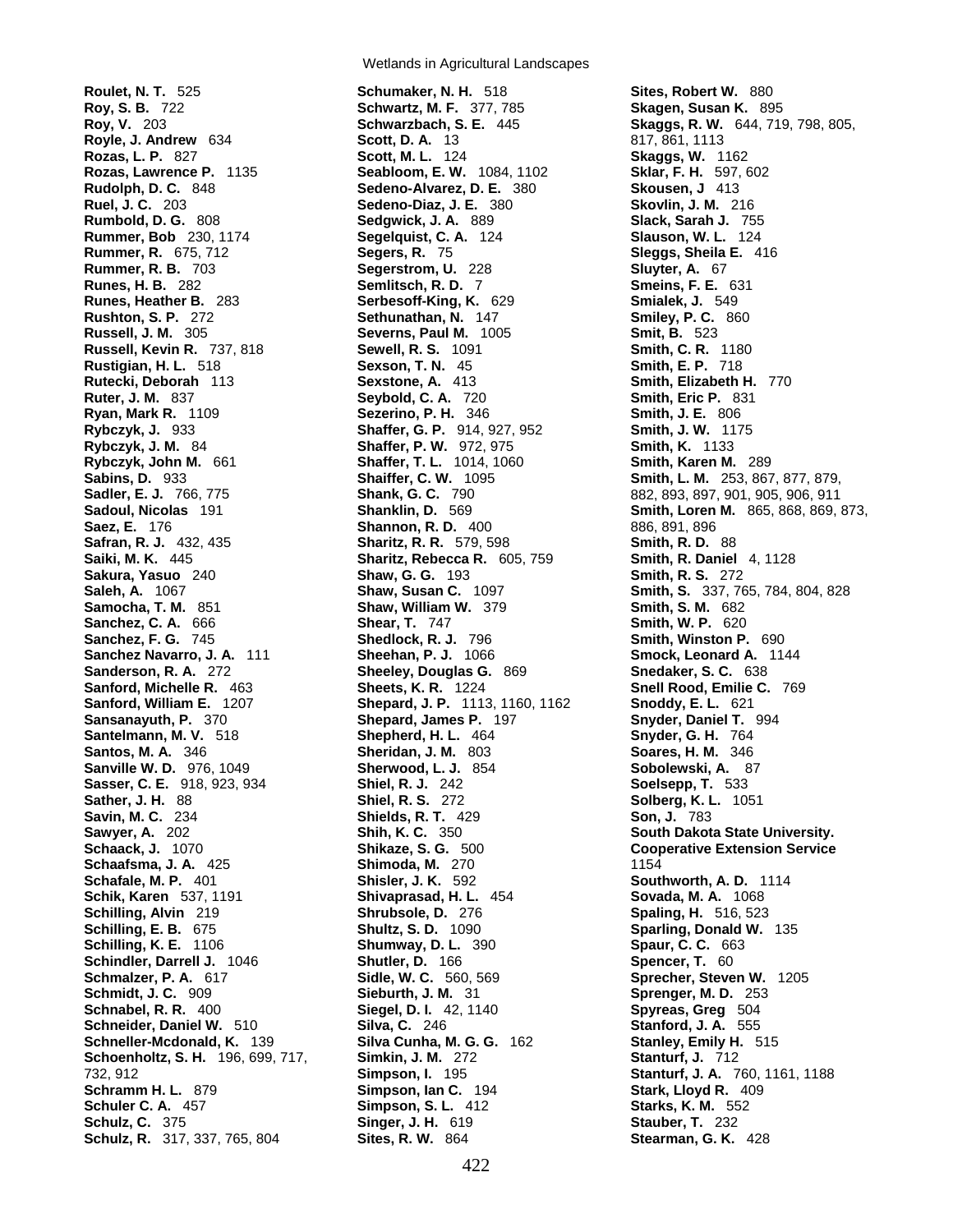**Roulet, N. T.** 525
**Roy, S. B.** 722
**Roy, V.** 203
**Royle, J. Andrew** 634
**Rozas, L. P.** 827
**Rozas, Lawrence P.** 1135
**Rudolph, D. C.** 848
**Ruel, J. C.** 203
**Rumbold, D. G.** 808
**Rummer, Bob** 230, 1174
**Rummer, R.** 675, 712
**Rummer, R. B.** 703
**Runes, H. B.** 282
**Runes, Heather B.** 283
**Rushton, S. P.** 272
**Russell, J. M.** 305
**Russell, Kevin R.** 737, 818
**Rustigian, H. L.** 518
**Rutecki, Deborah** 113
**Ruter, J. M.** 837
**Ryan, Mark R.** 1109
**Rybczyk, J.** 933
**Rybczyk, J. M.** 84
**Rybczyk, John M.** 661
**Sabins, D.** 933
**Sadler, E. J.** 766, 775
**Sadoul, Nicolas** 191
**Saez, E.** 176
**Safran, R. J.** 432, 435
**Saiki, M. K.** 445
**Sakura, Yasuo** 240
**Saleh, A.** 1067
**Samocha, T. M.** 851
**Sanchez, C. A.** 666
**Sanchez, F. G.** 745
**Sanchez Navarro, J. A.** 111
**Sanderson, R. A.** 272
**Sanford, Michelle R.** 463
**Sanford, William E.** 1207
**Sansanayuth, P.** 370
**Santelmann, M. V.** 518
**Santos, M. A.** 346
**Sanville W. D.** 976, 1049
**Sasser, C. E.** 918, 923, 934
**Sather, J. H.** 88
**Savin, M. C.** 234
**Sawyer, A.** 202
**Schaack, J.** 1070
**Schaafsma, J. A.** 425
**Schafale, M. P.** 401
**Schik, Karen** 537, 1191
**Schilling, Alvin** 219
**Schilling, E. B.** 675
**Schilling, K. E.** 1106
**Schindler, Darrell J.** 1046
**Schmalzer, P. A.** 617
**Schmidt, J. C.** 909
**Schnabel, R. R.** 400
**Schneider, Daniel W.** 510
**Schneller-Mcdonald, K.** 139
**Schoenholtz, S. H.** 196, 699, 717, 732, 912
**Schramm H. L.** 879
**Schuler C. A.** 457
**Schulz, C.** 375
**Schulz, R.** 317, 337, 765, 804
**Schumaker, N. H.** 518
**Schwartz, M. F.** 377, 785
**Schwarzbach, S. E.** 445
**Scott, D. A.** 13
**Scott, M. L.** 124
**Seabloom, E. W.** 1084, 1102
**Sedeno-Alvarez, D. E.** 380
**Sedeno-Diaz, J. E.** 380
**Sedgwick, J. A.** 889
**Segelquist, C. A.** 124
**Segers, R.** 75
**Segerstrom, U.** 228
**Semlitsch, R. D.** 7
**Serbesoff-King, K.** 629
**Sethunathan, N.** 147
**Severns, Paul M.** 1005
**Sewell, R. S.** 1091
**Sexson, T. N.** 45
**Sexstone, A.** 413
**Seybold, C. A.** 720
**Sezerino, P. H.** 346
**Shaffer, G. P.** 914, 927, 952
**Shaffer, P. W.** 972, 975
**Shaffer, T. L.** 1014, 1060
**Shaiffer, C. W.** 1095
**Shank, G. C.** 790
**Shanklin, D.** 569
**Shannon, R. D.** 400
**Sharitz, R. R.** 579, 598
**Sharitz, Rebecca R.** 605, 759
**Shaw, G. G.** 193
**Shaw, Susan C.** 1097
**Shaw, William W.** 379
**Shear, T.** 747
**Shedlock, R. J.** 796
**Sheehan, P. J.** 1066
**Sheeley, Douglas G.** 869
**Sheets, K. R.** 1224
**Shepard, J. P.** 1113, 1160, 1162
**Shepard, James P.** 197
**Shepherd, H. L.** 464
**Sheridan, J. M.** 803
**Sherwood, L. J.** 854
**Shiel, R. J.** 242
**Shiel, R. S.** 272
**Shields, R. T.** 429
**Shih, K. C.** 350
**Shikaze, S. G.** 500
**Shimoda, M.** 270
**Shisler, J. K.** 592
**Shivaprasad, H. L.** 454
**Shrubsole, D.** 276
**Shultz, S. D.** 1090
**Shumway, D. L.** 390
**Shutler, D.** 166
**Sidle, W. C.** 560, 569
**Sieburth, J. M.** 31
**Siegel, D. I.** 42, 1140
**Silva, C.** 246
**Silva Cunha, M. G. G.** 162
**Simkin, J. M.** 272
**Simpson, I.** 195
**Simpson, Ian C.** 194
**Simpson, S. L.** 412
**Singer, J. H.** 619
**Sites, R. W.** 864
**Sites, Robert W.** 880
**Skagen, Susan K.** 895
**Skaggs, R. W.** 644, 719, 798, 805, 817, 861, 1113
**Skaggs, W.** 1162
**Sklar, F. H.** 597, 602
**Skousen, J** 413
**Skovlin, J. M.** 216
**Slack, Sarah J.** 755
**Slauson, W. L.** 124
**Sleggs, Sheila E.** 416
**Sluyter, A.** 67
**Smeins, F. E.** 631
**Smialek, J.** 549
**Smiley, P. C.** 860
**Smit, B.** 523
**Smith, C. R.** 1180
**Smith, E. P.** 718
**Smith, Elizabeth H.** 770
**Smith, Eric P.** 831
**Smith, J. E.** 806
**Smith, J. W.** 1175
**Smith, K.** 1133
**Smith, Karen M.** 289
**Smith, L. M.** 253, 867, 877, 879, 882, 893, 897, 901, 905, 906, 911
**Smith, Loren M.** 865, 868, 869, 873, 886, 891, 896
**Smith, R. D.** 88
**Smith, R. Daniel** 4, 1128
**Smith, R. S.** 272
**Smith, S.** 337, 765, 784, 804, 828
**Smith, S. M.** 682
**Smith, W. P.** 620
**Smith, Winston P.** 690
**Smock, Leonard A.** 1144
**Snedaker, S. C.** 638
**Snell Rood, Emilie C.** 769
**Snoddy, E. L.** 621
**Snyder, Daniel T.** 994
**Snyder, G. H.** 764
**Soares, H. M.** 346
**Sobolewski, A.** 87
**Soelsepp, T.** 533
**Solberg, K. L.** 1051
**Son, J.** 783
**South Dakota State University. Cooperative Extension Service** 1154
**Southworth, A. D.** 1114
**Sovada, M. A.** 1068
**Spaling, H.** 516, 523
**Sparling, Donald W.** 135
**Spaur, C. C.** 663
**Spencer, T.** 60
**Sprecher, Steven W.** 1205
**Sprenger, M. D.** 253
**Spyreas, Greg** 504
**Stanford, J. A.** 555
**Stanley, Emily H.** 515
**Stanturf, J.** 712
**Stanturf, J. A.** 760, 1161, 1188
**Stark, Lloyd R.** 409
**Starks, K. M.** 552
**Stauber, T.** 232
**Stearman, G. K.** 428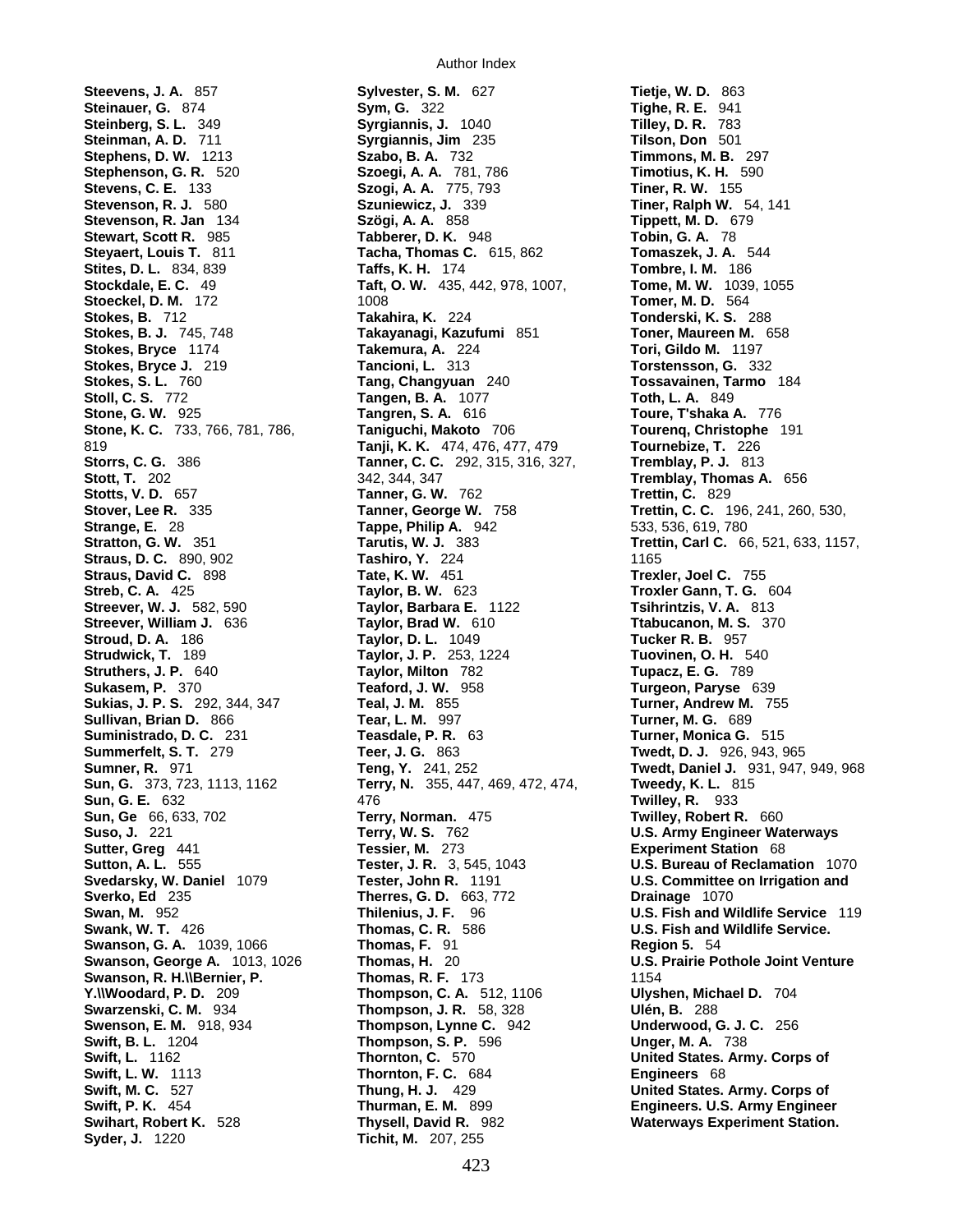**Steevens, J. A.** 857
**Steinauer, G.** 874
**Steinberg, S. L.** 349
**Steinman, A. D.** 711
**Stephens, D. W.** 1213
**Stephenson, G. R.** 520
**Stevens, C. E.** 133
**Stevenson, R. J.** 580
**Stevenson, R. Jan** 134
**Stewart, Scott R.** 985
**Steyaert, Louis T.** 811
**Stites, D. L.** 834, 839
**Stockdale, E. C.** 49
**Stoeckel, D. M.** 172
**Stokes, B.** 712
**Stokes, B. J.** 745, 748
**Stokes, Bryce** 1174
**Stokes, Bryce J.** 219
**Stokes, S. L.** 760
**Stoll, C. S.** 772
**Stone, G. W.** 925
**Stone, K. C.** 733, 766, 781, 786, 819
**Storrs, C. G.** 386
**Stott, T.** 202
**Stotts, V. D.** 657
**Stover, Lee R.** 335
**Strange, E.** 28
**Stratton, G. W.** 351
**Straus, D. C.** 890, 902
**Straus, David C.** 898
**Streb, C. A.** 425
**Streever, W. J.** 582, 590
**Streever, William J.** 636
**Stroud, D. A.** 186
**Strudwick, T.** 189
**Struthers, J. P.** 640
**Sukasem, P.** 370
**Sukias, J. P. S.** 292, 344, 347
**Sullivan, Brian D.** 866
**Suministrado, D. C.** 231
**Summerfelt, S. T.** 279
**Sumner, R.** 971
**Sun, G.** 373, 723, 1113, 1162
**Sun, G. E.** 632
**Sun, Ge** 66, 633, 702
**Suso, J.** 221
**Sutter, Greg** 441
**Sutton, A. L.** 555
**Svedarsky, W. Daniel** 1079
**Sverko, Ed** 235
**Swan, M.** 952
**Swank, W. T.** 426
**Swanson, G. A.** 1039, 1066
**Swanson, George A.** 1013, 1026
**Swanson, R. H.\\Bernier, P. Y.\\Woodard, P. D.** 209
**Swarzenski, C. M.** 934
**Swenson, E. M.** 918, 934
**Swift, B. L.** 1204
**Swift, L.** 1162
**Swift, L. W.** 1113
**Swift, M. C.** 527
**Swift, P. K.** 454
**Swihart, Robert K.** 528
**Syder, J.** 1220
**Sylvester, S. M.** 627
**Sym, G.** 322
**Syrgiannis, J.** 1040
**Syrgiannis, Jim** 235
**Szabo, B. A.** 732
**Szoegi, A. A.** 781, 786
**Szogi, A. A.** 775, 793
**Szuniewicz, J.** 339
**Szögi, A. A.** 858
**Tabberer, D. K.** 948
**Tacha, Thomas C.** 615, 862
**Taffs, K. H.** 174
**Taft, O. W.** 435, 442, 978, 1007, 1008
**Takahira, K.** 224
**Takayanagi, Kazufumi** 851
**Takemura, A.** 224
**Tancioni, L.** 313
**Tang, Changyuan** 240
**Tangen, B. A.** 1077
**Tangren, S. A.** 616
**Taniguchi, Makoto** 706
**Tanji, K. K.** 474, 476, 477, 479
**Tanner, C. C.** 292, 315, 316, 327, 342, 344, 347
**Tanner, G. W.** 762
**Tanner, George W.** 758
**Tappe, Philip A.** 942
**Tarutis, W. J.** 383
**Tashiro, Y.** 224
**Tate, K. W.** 451
**Taylor, B. W.** 623
**Taylor, Barbara E.** 1122
**Taylor, Brad W.** 610
**Taylor, D. L.** 1049
**Taylor, J. P.** 253, 1224
**Taylor, Milton** 782
**Teaford, J. W.** 958
**Teal, J. M.** 855
**Tear, L. M.** 997
**Teasdale, P. R.** 63
**Teer, J. G.** 863
**Teng, Y.** 241, 252
**Terry, N.** 355, 447, 469, 472, 474, 476
**Terry, Norman.** 475
**Terry, W. S.** 762
**Tessier, M.** 273
**Tester, J. R.** 3, 545, 1043
**Tester, John R.** 1191
**Therres, G. D.** 663, 772
**Thilenius, J. F.** 96
**Thomas, C. R.** 586
**Thomas, F.** 91
**Thomas, H.** 20
**Thomas, R. F.** 173
**Thompson, C. A.** 512, 1106
**Thompson, J. R.** 58, 328
**Thompson, Lynne C.** 942
**Thompson, S. P.** 596
**Thornton, C.** 570
**Thornton, F. C.** 684
**Thung, H. J.** 429
**Thurman, E. M.** 899
**Thysell, David R.** 982
**Tichit, M.** 207, 255
**Tietje, W. D.** 863
**Tighe, R. E.** 941
**Tilley, D. R.** 783
**Tilson, Don** 501
**Timmons, M. B.** 297
**Timotius, K. H.** 590
**Tiner, R. W.** 155
**Tiner, Ralph W.** 54, 141
**Tippett, M. D.** 679
**Tobin, G. A.** 78
**Tomaszek, J. A.** 544
**Tombre, I. M.** 186
**Tome, M. W.** 1039, 1055
**Tomer, M. D.** 564
**Tonderski, K. S.** 288
**Toner, Maureen M.** 658
**Tori, Gildo M.** 1197
**Torstensson, G.** 332
**Tossavainen, Tarmo** 184
**Toth, L. A.** 849
**Toure, T'shaka A.** 776
**Tourenq, Christophe** 191
**Tournebize, T.** 226
**Tremblay, P. J.** 813
**Tremblay, Thomas A.** 656
**Trettin, C.** 829
**Trettin, C. C.** 196, 241, 260, 530, 533, 536, 619, 780
**Trettin, Carl C.** 66, 521, 633, 1157, 1165
**Trexler, Joel C.** 755
**Troxler Gann, T. G.** 604
**Tsihrintzis, V. A.** 813
**Ttabucanon, M. S.** 370
**Tucker R. B.** 957
**Tuovinen, O. H.** 540
**Tupacz, E. G.** 789
**Turgeon, Paryse** 639
**Turner, Andrew M.** 755
**Turner, M. G.** 689
**Turner, Monica G.** 515
**Twedt, D. J.** 926, 943, 965
**Twedt, Daniel J.** 931, 947, 949, 968
**Tweedy, K. L.** 815
**Twilley, R.** 933
**Twilley, Robert R.** 660
**U.S. Army Engineer Waterways Experiment Station** 68
**U.S. Bureau of Reclamation** 1070
**U.S. Committee on Irrigation and Drainage** 1070
**U.S. Fish and Wildlife Service** 119
**U.S. Fish and Wildlife Service. Region 5.** 54
**U.S. Prairie Pothole Joint Venture** 1154
**Ulyshen, Michael D.** 704
**Ulén, B.** 288
**Underwood, G. J. C.** 256
**Unger, M. A.** 738
**United States. Army. Corps of Engineers** 68
**United States. Army. Corps of Engineers. U.S. Army Engineer Waterways Experiment Station.**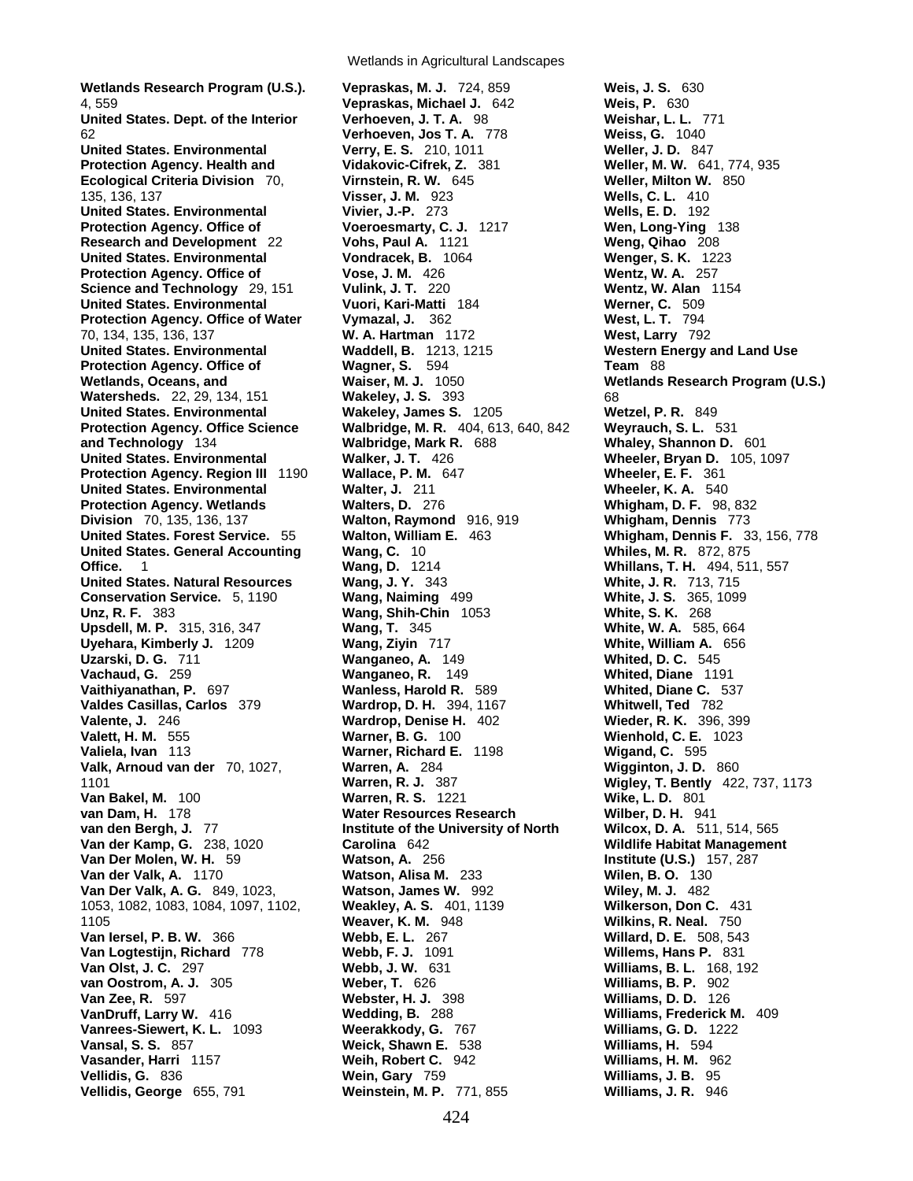**Wetlands Research Program (U.S.).** 4, 559
**United States. Dept. of the Interior** 62
**United States. Environmental Protection Agency. Health and Ecological Criteria Division** 70, 135, 136, 137
**United States. Environmental Protection Agency. Office of Research and Development** 22
**United States. Environmental Protection Agency. Office of Science and Technology** 29, 151
**United States. Environmental Protection Agency. Office of Water** 70, 134, 135, 136, 137
**United States. Environmental Protection Agency. Office of Wetlands, Oceans, and Watersheds.** 22, 29, 134, 151
**United States. Environmental Protection Agency. Office Science and Technology** 134
**United States. Environmental Protection Agency. Region III** 1190
**United States. Environmental Protection Agency. Wetlands Division** 70, 135, 136, 137
**United States. Forest Service.** 55
**United States. General Accounting Office.** 1
**United States. Natural Resources Conservation Service.** 5, 1190
**Unz, R. F.** 383
**Upsdell, M. P.** 315, 316, 347
**Uyehara, Kimberly J.** 1209
**Uzarski, D. G.** 711
**Vachaud, G.** 259
**Vaithiyanathan, P.** 697
**Valdes Casillas, Carlos** 379
**Valente, J.** 246
**Valett, H. M.** 555
**Valiela, Ivan** 113
**Valk, Arnoud van der** 70, 1027, 1101
**Van Bakel, M.** 100
**van Dam, H.** 178
**van den Bergh, J.** 77
**Van der Kamp, G.** 238, 1020
**Van Der Molen, W. H.** 59
**Van der Valk, A.** 1170
**Van Der Valk, A. G.** 849, 1023, 1053, 1082, 1083, 1084, 1097, 1102, 1105
**Van Iersel, P. B. W.** 366
**Van Logtestijn, Richard** 778
**Van Olst, J. C.** 297
**van Oostrom, A. J.** 305
**Van Zee, R.** 597
**VanDruff, Larry W.** 416
**Vanrees-Siewert, K. L.** 1093
**Vansal, S. S.** 857
**Vasander, Harri** 1157
**Vellidis, G.** 836
**Vellidis, George** 655, 791
**Vepraskas, M. J.** 724, 859
**Vepraskas, Michael J.** 642
**Verhoeven, J. T. A.** 98
**Verhoeven, Jos T. A.** 778
**Verry, E. S.** 210, 1011
**Vidakovic-Cifrek, Z.** 381
**Virnstein, R. W.** 645
**Visser, J. M.** 923
**Vivier, J.-P.** 273
**Voeroesmarty, C. J.** 1217
**Vohs, Paul A.** 1121
**Vondracek, B.** 1064
**Vose, J. M.** 426
**Vulink, J. T.** 220
**Vuori, Kari-Matti** 184
**Vymazal, J.** 362
**W. A. Hartman** 1172
**Waddell, B.** 1213, 1215
**Wagner, S.** 594
**Waiser, M. J.** 1050
**Wakeley, J. S.** 393
**Wakeley, James S.** 1205
**Walbridge, M. R.** 404, 613, 640, 842
**Walbridge, Mark R.** 688
**Walker, J. T.** 426
**Wallace, P. M.** 647
**Walter, J.** 211
**Walters, D.** 276
**Walton, Raymond** 916, 919
**Walton, William E.** 463
**Wang, C.** 10
**Wang, D.** 1214
**Wang, J. Y.** 343
**Wang, Naiming** 499
**Wang, Shih-Chin** 1053
**Wang, T.** 345
**Wang, Ziyin** 717
**Wanganeo, A.** 149
**Wanganeo, R.** 149
**Wanless, Harold R.** 589
**Wardrop, D. H.** 394, 1167
**Wardrop, Denise H.** 402
**Warner, B. G.** 100
**Warner, Richard E.** 1198
**Warren, A.** 284
**Warren, R. J.** 387
**Warren, R. S.** 1221
**Water Resources Research Institute of the University of North Carolina** 642
**Watson, A.** 256
**Watson, Alisa M.** 233
**Watson, James W.** 992
**Weakley, A. S.** 401, 1139
**Weaver, K. M.** 948
**Webb, E. L.** 267
**Webb, F. J.** 1091
**Webb, J. W.** 631
**Weber, T.** 626
**Webster, H. J.** 398
**Wedding, B.** 288
**Weerakkody, G.** 767
**Weick, Shawn E.** 538
**Weih, Robert C.** 942
**Wein, Gary** 759
**Weinstein, M. P.** 771, 855
**Weis, J. S.** 630
**Weis, P.** 630
**Weishar, L. L.** 771
**Weiss, G.** 1040
**Weller, J. D.** 847
**Weller, M. W.** 641, 774, 935
**Weller, Milton W.** 850
**Wells, C. L.** 410
**Wells, E. D.** 192
**Wen, Long-Ying** 138
**Weng, Qihao** 208
**Wenger, S. K.** 1223
**Wentz, W. A.** 257
**Wentz, W. Alan** 1154
**Werner, C.** 509
**West, L. T.** 794
**West, Larry** 792
**Western Energy and Land Use Team** 88
**Wetlands Research Program (U.S.)** 68
**Wetzel, P. R.** 849
**Weyrauch, S. L.** 531
**Whaley, Shannon D.** 601
**Wheeler, Bryan D.** 105, 1097
**Wheeler, E. F.** 361
**Wheeler, K. A.** 540
**Whigham, D. F.** 98, 832
**Whigham, Dennis** 773
**Whigham, Dennis F.** 33, 156, 778
**Whiles, M. R.** 872, 875
**Whillans, T. H.** 494, 511, 557
**White, J. R.** 713, 715
**White, J. S.** 365, 1099
**White, S. K.** 268
**White, W. A.** 585, 664
**White, William A.** 656
**Whited, D. C.** 545
**Whited, Diane** 1191
**Whited, Diane C.** 537
**Whitwell, Ted** 782
**Wieder, R. K.** 396, 399
**Wienhold, C. E.** 1023
**Wigand, C.** 595
**Wigginton, J. D.** 860
**Wigley, T. Bently** 422, 737, 1173
**Wike, L. D.** 801
**Wilber, D. H.** 941
**Wilcox, D. A.** 511, 514, 565
**Wildlife Habitat Management Institute (U.S.)** 157, 287
**Wilen, B. O.** 130
**Wiley, M. J.** 482
**Wilkerson, Don C.** 431
**Wilkins, R. Neal.** 750
**Willard, D. E.** 508, 543
**Willems, Hans P.** 831
**Williams, B. L.** 168, 192
**Williams, B. P.** 902
**Williams, D. D.** 126
**Williams, Frederick M.** 409
**Williams, G. D.** 1222
**Williams, H.** 594
**Williams, H. M.** 962
**Williams, J. B.** 95
**Williams, J. R.** 946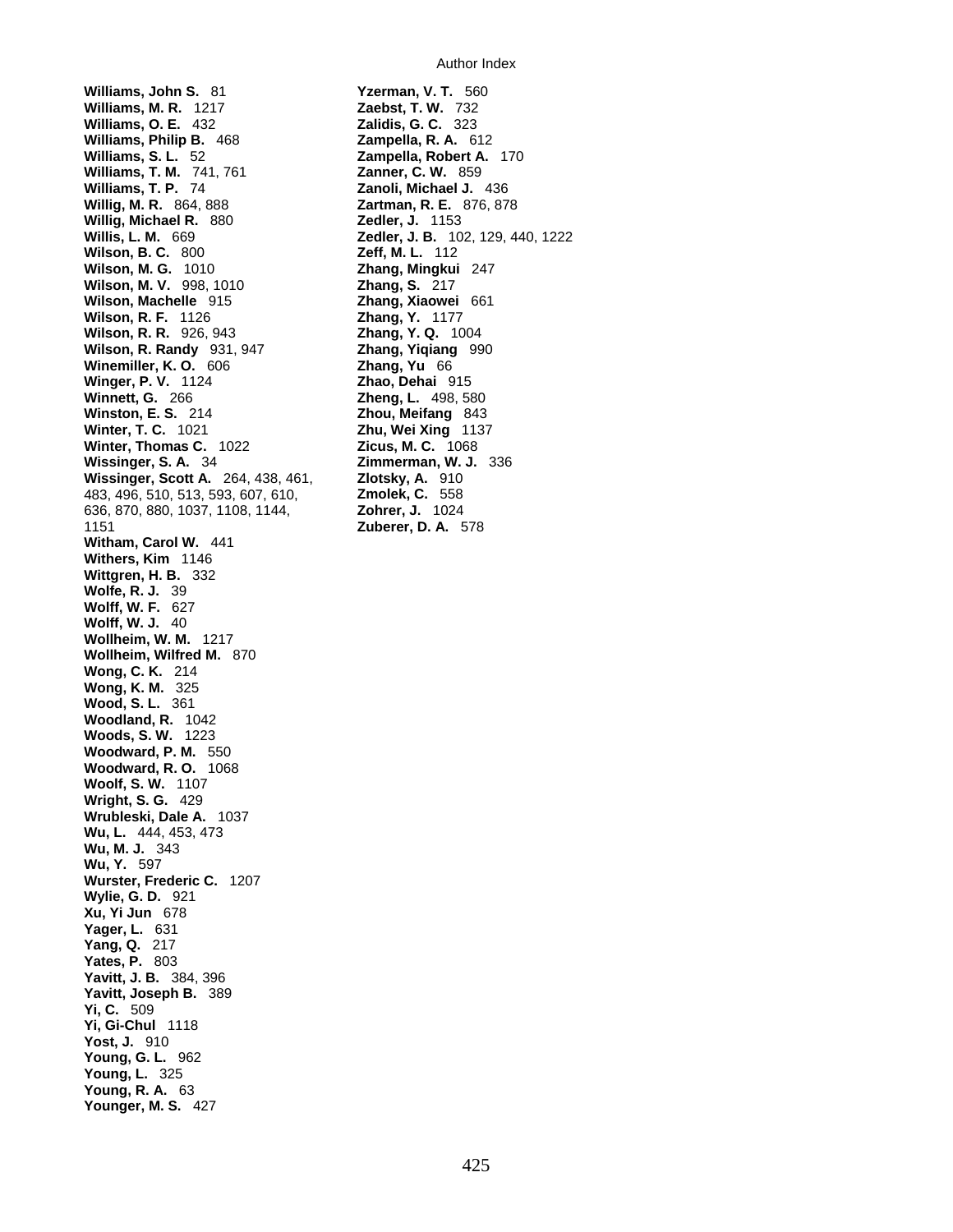**Williams, John S.** 81
**Williams, M. R.** 1217
**Williams, O. E.** 432
**Williams, Philip B.** 468
**Williams, S. L.** 52
**Williams, T. M.** 741, 761
**Williams, T. P.** 74
**Willig, M. R.** 864, 888
**Willig, Michael R.** 880
**Willis, L. M.** 669
**Wilson, B. C.** 800
**Wilson, M. G.** 1010
**Wilson, M. V.** 998, 1010
**Wilson, Machelle** 915
**Wilson, R. F.** 1126
**Wilson, R. R.** 926, 943
**Wilson, R. Randy** 931, 947
**Winemiller, K. O.** 606
**Winger, P. V.** 1124
**Winnett, G.** 266
**Winston, E. S.** 214
**Winter, T. C.** 1021
**Winter, Thomas C.** 1022
**Wissinger, S. A.** 34
**Wissinger, Scott A.** 264, 438, 461, 483, 496, 510, 513, 593, 607, 610, 636, 870, 880, 1037, 1108, 1144, 1151
**Witham, Carol W.** 441
**Withers, Kim** 1146
**Wittgren, H. B.** 332
**Wolfe, R. J.** 39
**Wolff, W. F.** 627
**Wolff, W. J.** 40
**Wollheim, W. M.** 1217
**Wollheim, Wilfred M.** 870
**Wong, C. K.** 214
**Wong, K. M.** 325
**Wood, S. L.** 361
**Woodland, R.** 1042
**Woods, S. W.** 1223
**Woodward, P. M.** 550
**Woodward, R. O.** 1068
**Woolf, S. W.** 1107
**Wright, S. G.** 429
**Wrubleski, Dale A.** 1037
**Wu, L.** 444, 453, 473
**Wu, M. J.** 343
**Wu, Y.** 597
**Wurster, Frederic C.** 1207
**Wylie, G. D.** 921
**Xu, Yi Jun** 678
**Yager, L.** 631
**Yang, Q.** 217
**Yates, P.** 803
**Yavitt, J. B.** 384, 396
**Yavitt, Joseph B.** 389
**Yi, C.** 509
**Yi, Gi-Chul** 1118
**Yost, J.** 910
**Young, G. L.** 962
**Young, L.** 325
**Young, R. A.** 63
**Younger, M. S.** 427
**Yzerman, V. T.** 560
**Zaebst, T. W.** 732
**Zalidis, G. C.** 323
**Zampella, R. A.** 612
**Zampella, Robert A.** 170
**Zanner, C. W.** 859
**Zanoli, Michael J.** 436
**Zartman, R. E.** 876, 878
**Zedler, J.** 1153
**Zedler, J. B.** 102, 129, 440, 1222
**Zeff, M. L.** 112
**Zhang, Mingkui** 247
**Zhang, S.** 217
**Zhang, Xiaowei** 661
**Zhang, Y.** 1177
**Zhang, Y. Q.** 1004
**Zhang, Yiqiang** 990
**Zhang, Yu** 66
**Zhao, Dehai** 915
**Zheng, L.** 498, 580
**Zhou, Meifang** 843
**Zhu, Wei Xing** 1137
**Zicus, M. C.** 1068
**Zimmerman, W. J.** 336
**Zlotsky, A.** 910
**Zmolek, C.** 558
**Zohrer, J.** 1024
**Zuberer, D. A.** 578